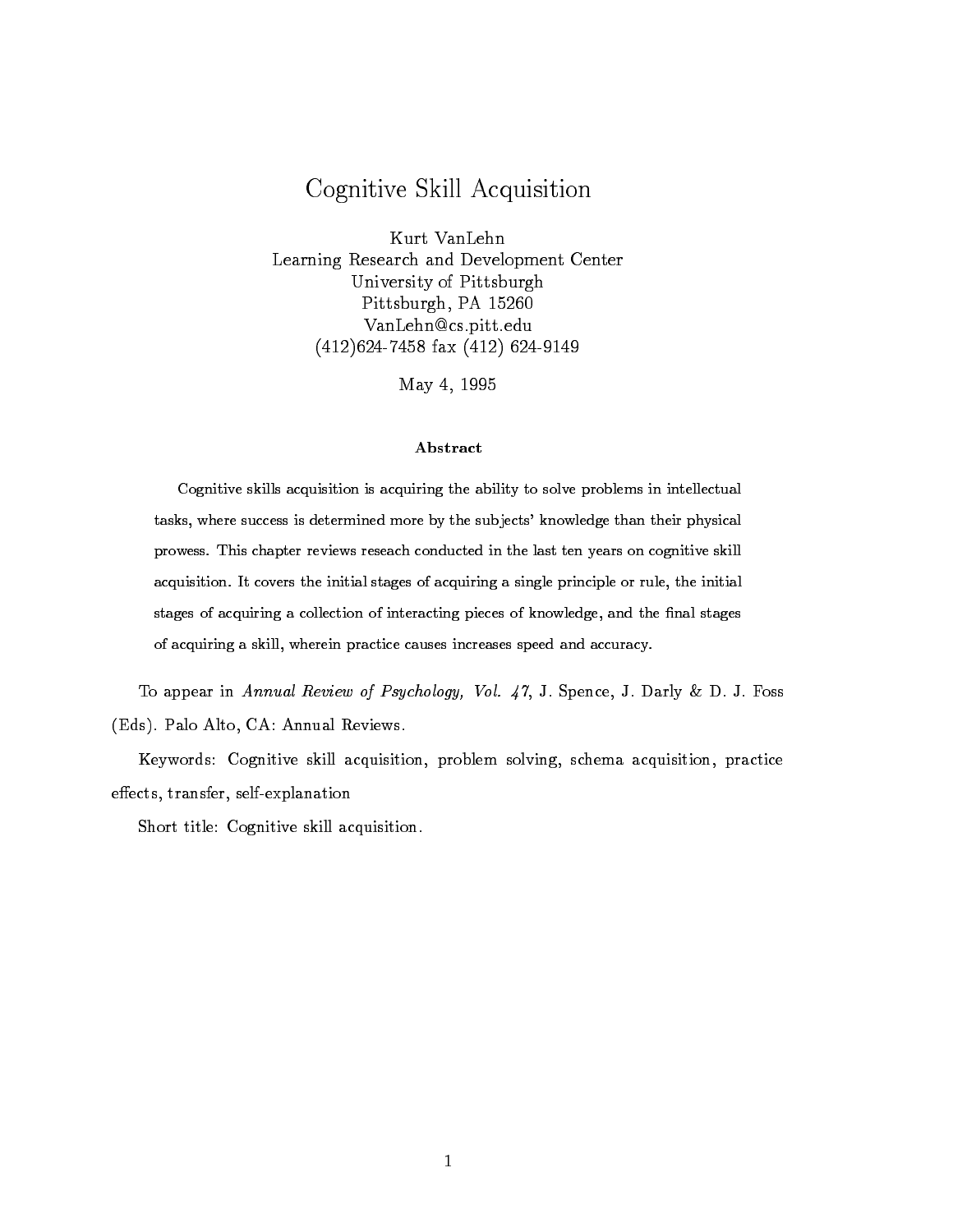# Cognitive Skill Acquisition

Kurt VanLehn
Learning Research and Development Center
University of Pittsburgh
Pittsburgh, PA 15260
VanLehn@cs.pitt.edu
(412)624-7458 fax (412) 624-9149

May 4, 1995

### Abstract

Cognitive skills acquisition is acquiring the ability to solve problems in intellectual tasks, where success is determined more by the subjects' knowledge than their physical prowess. This chapter reviews reseach conducted in the last ten years on cognitive skill acquisition. It covers the initial stages of acquiring a single principle or rule, the initial stages of acquiring a collection of interacting pieces of knowledge, and the final stages of acquiring a skill, wherein practice causes increases speed and accuracy.

To appear in *Annual Review of Psychology, Vol. 47*, J. Spence, J. Darly & D. J. Foss (Eds). Palo Alto, CA: Annual Reviews.

Keywords: Cognitive skill acquisition, problem solving, schema acquisition, practice effects, transfer, self-explanation

Short title: Cognitive skill acquisition.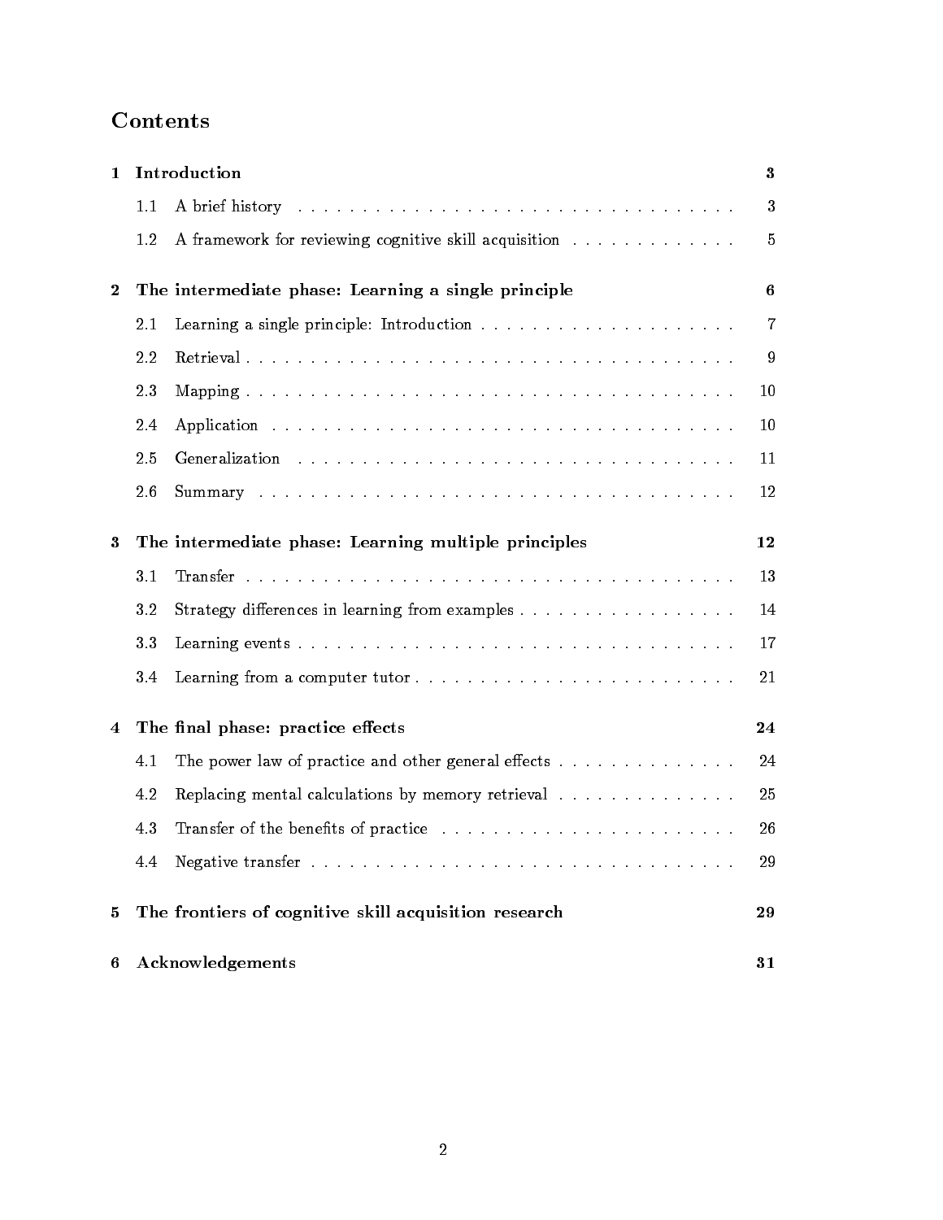# Contents

| | | | |
|---|---|---|---|
| **1** | **Introduction** | | **3** |
| | 1.1 | A brief history | 3 |
| | 1.2 | A framework for reviewing cognitive skill acquisition | 5 |
| **2** | **The intermediate phase: Learning a single principle** | | **6** |
| | 2.1 | Learning a single principle: Introduction | 7 |
| | 2.2 | Retrieval | 9 |
| | 2.3 | Mapping | 10 |
| | 2.4 | Application | 10 |
| | 2.5 | Generalization | 11 |
| | 2.6 | Summary | 12 |
| **3** | **The intermediate phase: Learning multiple principles** | | **12** |
| | 3.1 | Transfer | 13 |
| | 3.2 | Strategy differences in learning from examples | 14 |
| | 3.3 | Learning events | 17 |
| | 3.4 | Learning from a computer tutor | 21 |
| **4** | **The final phase: practice effects** | | **24** |
| | 4.1 | The power law of practice and other general effects | 24 |
| | 4.2 | Replacing mental calculations by memory retrieval | 25 |
| | 4.3 | Transfer of the benefits of practice | 26 |
| | 4.4 | Negative transfer | 29 |
| **5** | **The frontiers of cognitive skill acquisition research** | | **29** |
| **6** | **Acknowledgements** | | **31** |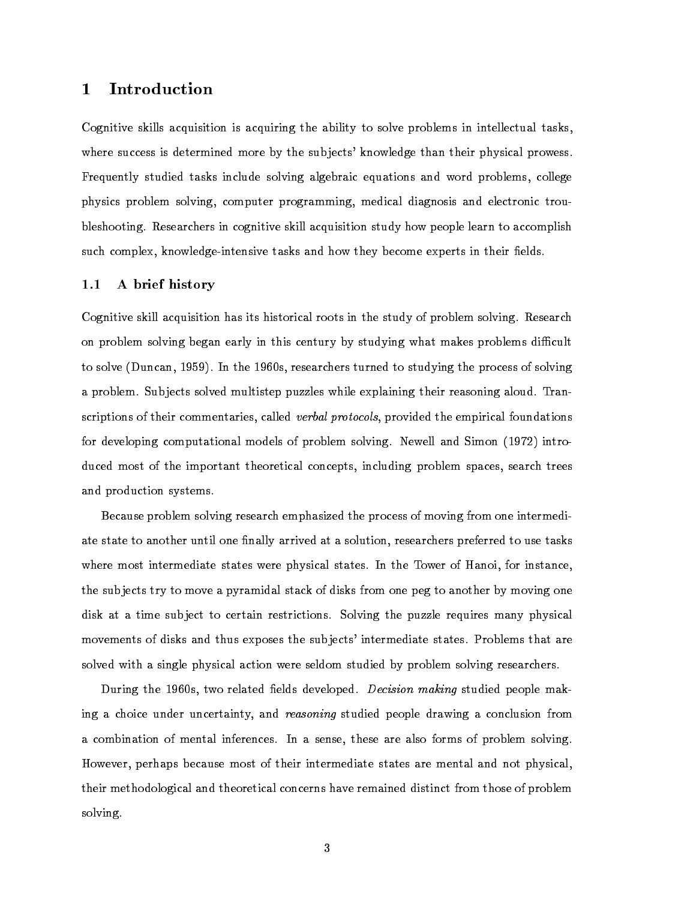# 1 Introduction

Cognitive skills acquisition is acquiring the ability to solve problems in intellectual tasks, where success is determined more by the subjects' knowledge than their physical prowess. Frequently studied tasks include solving algebraic equations and word problems, college physics problem solving, computer programming, medical diagnosis and electronic troubleshooting. Researchers in cognitive skill acquisition study how people learn to accomplish such complex, knowledge-intensive tasks and how they become experts in their fields.

## 1.1 A brief history

Cognitive skill acquisition has its historical roots in the study of problem solving. Research on problem solving began early in this century by studying what makes problems difficult to solve (Duncan, 1959). In the 1960s, researchers turned to studying the process of solving a problem. Subjects solved multistep puzzles while explaining their reasoning aloud. Transcriptions of their commentaries, called *verbal protocols*, provided the empirical foundations for developing computational models of problem solving. Newell and Simon (1972) introduced most of the important theoretical concepts, including problem spaces, search trees and production systems.

Because problem solving research emphasized the process of moving from one intermediate state to another until one finally arrived at a solution, researchers preferred to use tasks where most intermediate states were physical states. In the Tower of Hanoi, for instance, the subjects try to move a pyramidal stack of disks from one peg to another by moving one disk at a time subject to certain restrictions. Solving the puzzle requires many physical movements of disks and thus exposes the subjects' intermediate states. Problems that are solved with a single physical action were seldom studied by problem solving researchers.

During the 1960s, two related fields developed. *Decision making* studied people making a choice under uncertainty, and *reasoning* studied people drawing a conclusion from a combination of mental inferences. In a sense, these are also forms of problem solving. However, perhaps because most of their intermediate states are mental and not physical, their methodological and theoretical concerns have remained distinct from those of problem solving.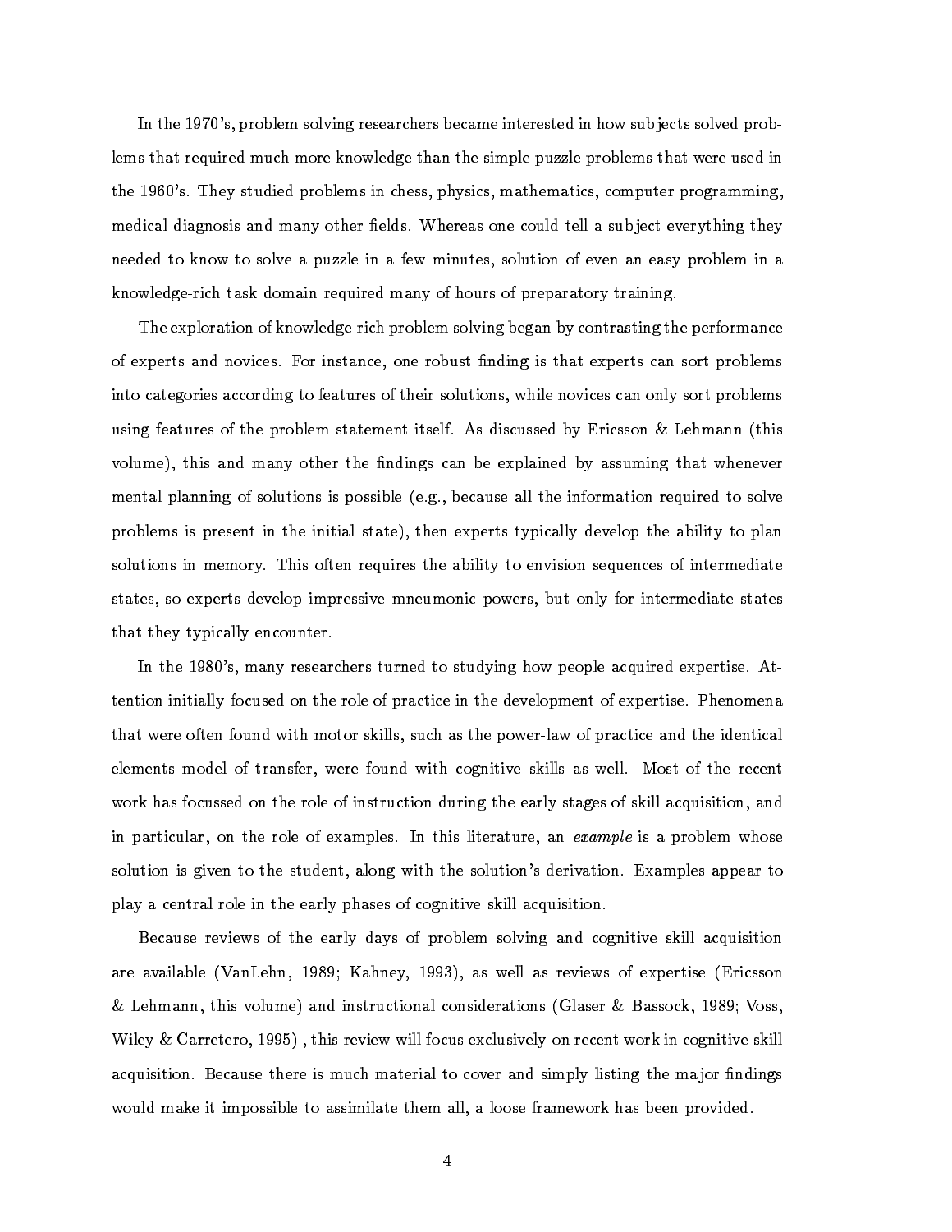In the 1970's, problem solving researchers became interested in how subjects solved problems that required much more knowledge than the simple puzzle problems that were used in the 1960's. They studied problems in chess, physics, mathematics, computer programming, medical diagnosis and many other fields. Whereas one could tell a subject everything they needed to know to solve a puzzle in a few minutes, solution of even an easy problem in a knowledge-rich task domain required many of hours of preparatory training.

The exploration of knowledge-rich problem solving began by contrasting the performance of experts and novices. For instance, one robust finding is that experts can sort problems into categories according to features of their solutions, while novices can only sort problems using features of the problem statement itself. As discussed by Ericsson & Lehmann (this volume), this and many other the findings can be explained by assuming that whenever mental planning of solutions is possible (e.g., because all the information required to solve problems is present in the initial state), then experts typically develop the ability to plan solutions in memory. This often requires the ability to envision sequences of intermediate states, so experts develop impressive mneumonic powers, but only for intermediate states that they typically encounter.

In the 1980's, many researchers turned to studying how people acquired expertise. Attention initially focused on the role of practice in the development of expertise. Phenomena that were often found with motor skills, such as the power-law of practice and the identical elements model of transfer, were found with cognitive skills as well. Most of the recent work has focussed on the role of instruction during the early stages of skill acquisition, and in particular, on the role of examples. In this literature, an *example* is a problem whose solution is given to the student, along with the solution's derivation. Examples appear to play a central role in the early phases of cognitive skill acquisition.

Because reviews of the early days of problem solving and cognitive skill acquisition are available (VanLehn, 1989; Kahney, 1993), as well as reviews of expertise (Ericsson & Lehmann, this volume) and instructional considerations (Glaser & Bassock, 1989; Voss, Wiley & Carretero, 1995) , this review will focus exclusively on recent work in cognitive skill acquisition. Because there is much material to cover and simply listing the major findings would make it impossible to assimilate them all, a loose framework has been provided.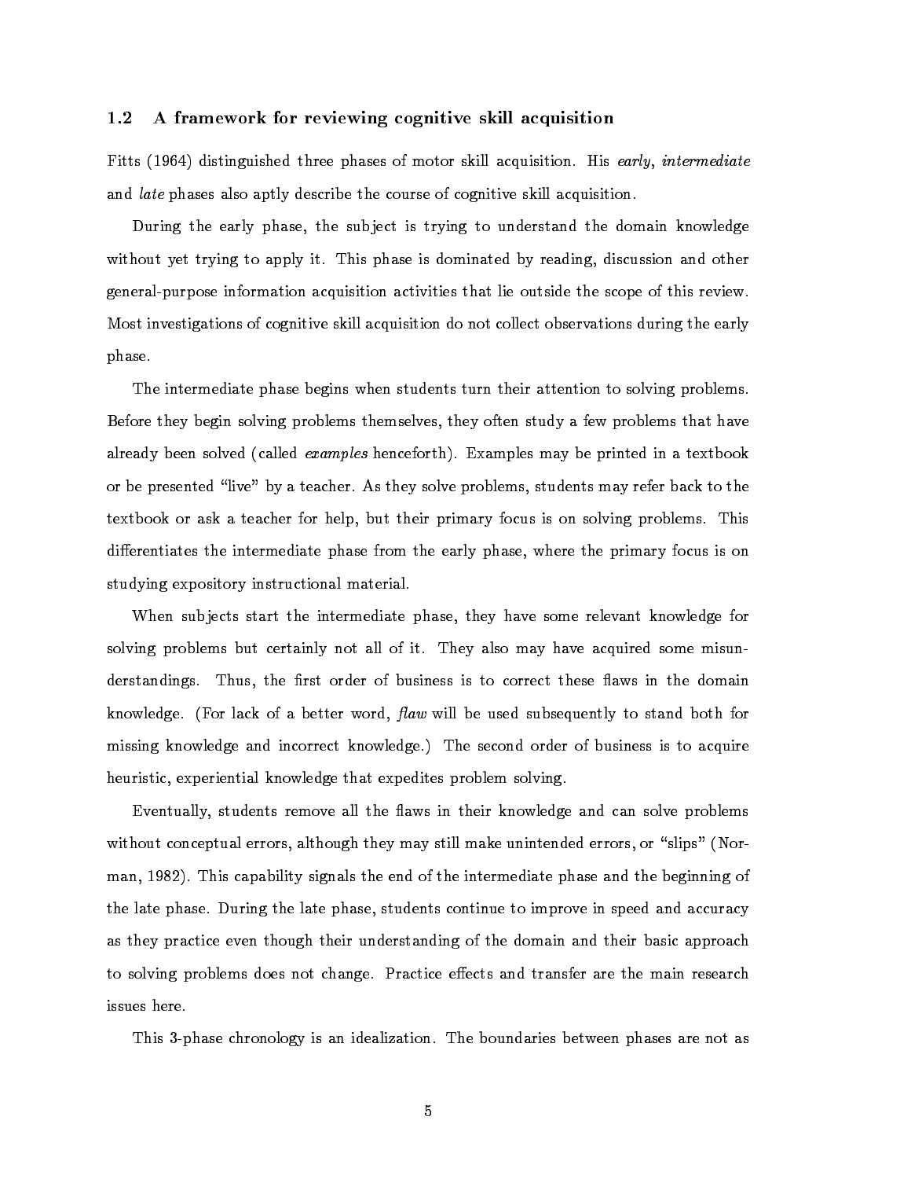## 1.2 A framework for reviewing cognitive skill acquisition

Fitts (1964) distinguished three phases of motor skill acquisition. His *early*, *intermediate* and *late* phases also aptly describe the course of cognitive skill acquisition.

During the early phase, the subject is trying to understand the domain knowledge without yet trying to apply it. This phase is dominated by reading, discussion and other general-purpose information acquisition activities that lie outside the scope of this review. Most investigations of cognitive skill acquisition do not collect observations during the early phase.

The intermediate phase begins when students turn their attention to solving problems. Before they begin solving problems themselves, they often study a few problems that have already been solved (called *examples* henceforth). Examples may be printed in a textbook or be presented "live" by a teacher. As they solve problems, students may refer back to the textbook or ask a teacher for help, but their primary focus is on solving problems. This differentiates the intermediate phase from the early phase, where the primary focus is on studying expository instructional material.

When subjects start the intermediate phase, they have some relevant knowledge for solving problems but certainly not all of it. They also may have acquired some misunderstandings. Thus, the first order of business is to correct these flaws in the domain knowledge. (For lack of a better word, *flaw* will be used subsequently to stand both for missing knowledge and incorrect knowledge.) The second order of business is to acquire heuristic, experiential knowledge that expedites problem solving.

Eventually, students remove all the flaws in their knowledge and can solve problems without conceptual errors, although they may still make unintended errors, or "slips" (Norman, 1982). This capability signals the end of the intermediate phase and the beginning of the late phase. During the late phase, students continue to improve in speed and accuracy as they practice even though their understanding of the domain and their basic approach to solving problems does not change. Practice effects and transfer are the main research issues here.

This 3-phase chronology is an idealization. The boundaries between phases are not as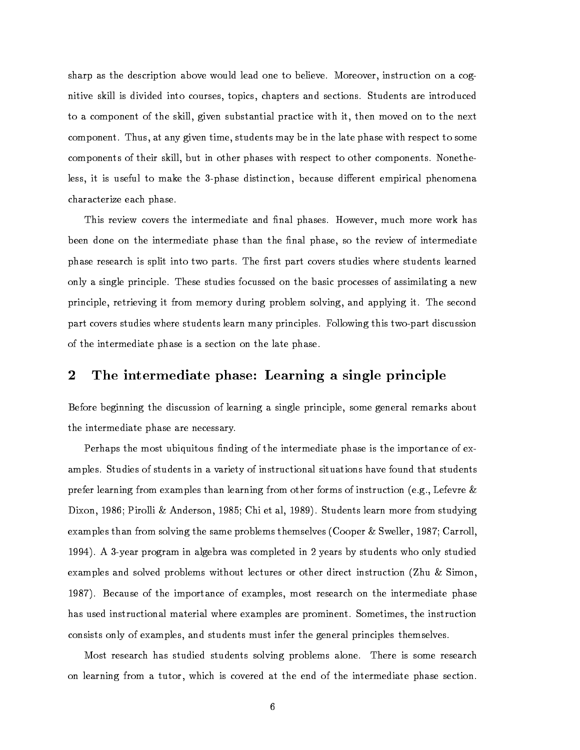sharp as the description above would lead one to believe. Moreover, instruction on a cognitive skill is divided into courses, topics, chapters and sections. Students are introduced to a component of the skill, given substantial practice with it, then moved on to the next component. Thus, at any given time, students may be in the late phase with respect to some components of their skill, but in other phases with respect to other components. Nonetheless, it is useful to make the 3-phase distinction, because different empirical phenomena characterize each phase.

This review covers the intermediate and final phases. However, much more work has been done on the intermediate phase than the final phase, so the review of intermediate phase research is split into two parts. The first part covers studies where students learned only a single principle. These studies focussed on the basic processes of assimilating a new principle, retrieving it from memory during problem solving, and applying it. The second part covers studies where students learn many principles. Following this two-part discussion of the intermediate phase is a section on the late phase.

## 2 The intermediate phase: Learning a single principle

Before beginning the discussion of learning a single principle, some general remarks about the intermediate phase are necessary.

Perhaps the most ubiquitous finding of the intermediate phase is the importance of examples. Studies of students in a variety of instructional situations have found that students prefer learning from examples than learning from other forms of instruction (e.g., Lefevre & Dixon, 1986; Pirolli & Anderson, 1985; Chi et al, 1989). Students learn more from studying examples than from solving the same problems themselves (Cooper & Sweller, 1987; Carroll, 1994). A 3-year program in algebra was completed in 2 years by students who only studied examples and solved problems without lectures or other direct instruction (Zhu & Simon, 1987). Because of the importance of examples, most research on the intermediate phase has used instructional material where examples are prominent. Sometimes, the instruction consists only of examples, and students must infer the general principles themselves.

Most research has studied students solving problems alone. There is some research on learning from a tutor, which is covered at the end of the intermediate phase section.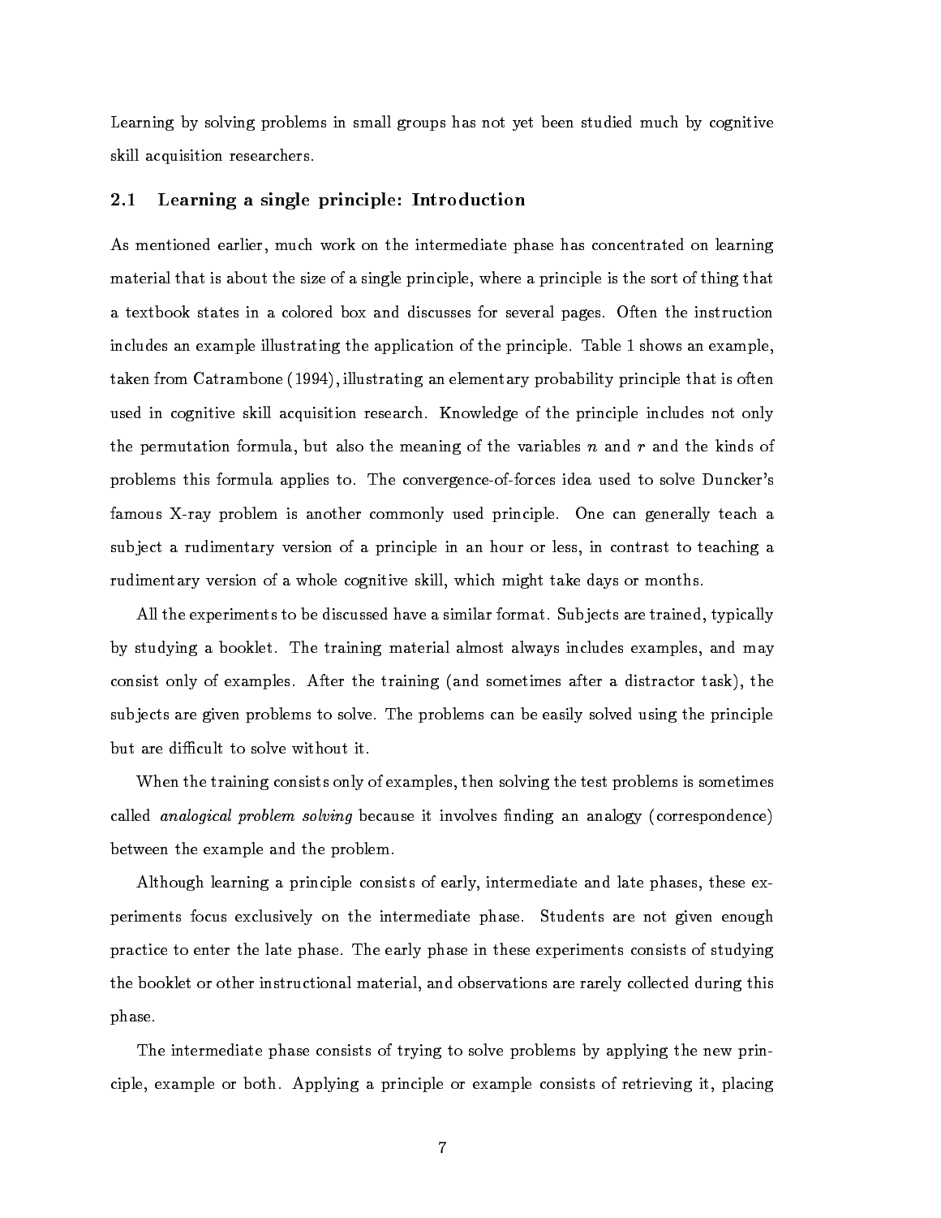Learning by solving problems in small groups has not yet been studied much by cognitive skill acquisition researchers.

## 2.1 Learning a single principle: Introduction

As mentioned earlier, much work on the intermediate phase has concentrated on learning material that is about the size of a single principle, where a principle is the sort of thing that a textbook states in a colored box and discusses for several pages. Often the instruction includes an example illustrating the application of the principle. Table 1 shows an example, taken from Catrambone (1994), illustrating an elementary probability principle that is often used in cognitive skill acquisition research. Knowledge of the principle includes not only the permutation formula, but also the meaning of the variables $n$ and $r$ and the kinds of problems this formula applies to. The convergence-of-forces idea used to solve Duncker's famous X-ray problem is another commonly used principle. One can generally teach a subject a rudimentary version of a principle in an hour or less, in contrast to teaching a rudimentary version of a whole cognitive skill, which might take days or months.

All the experiments to be discussed have a similar format. Subjects are trained, typically by studying a booklet. The training material almost always includes examples, and may consist only of examples. After the training (and sometimes after a distractor task), the subjects are given problems to solve. The problems can be easily solved using the principle but are difficult to solve without it.

When the training consists only of examples, then solving the test problems is sometimes called *analogical problem solving* because it involves finding an analogy (correspondence) between the example and the problem.

Although learning a principle consists of early, intermediate and late phases, these experiments focus exclusively on the intermediate phase. Students are not given enough practice to enter the late phase. The early phase in these experiments consists of studying the booklet or other instructional material, and observations are rarely collected during this phase.

The intermediate phase consists of trying to solve problems by applying the new principle, example or both. Applying a principle or example consists of retrieving it, placing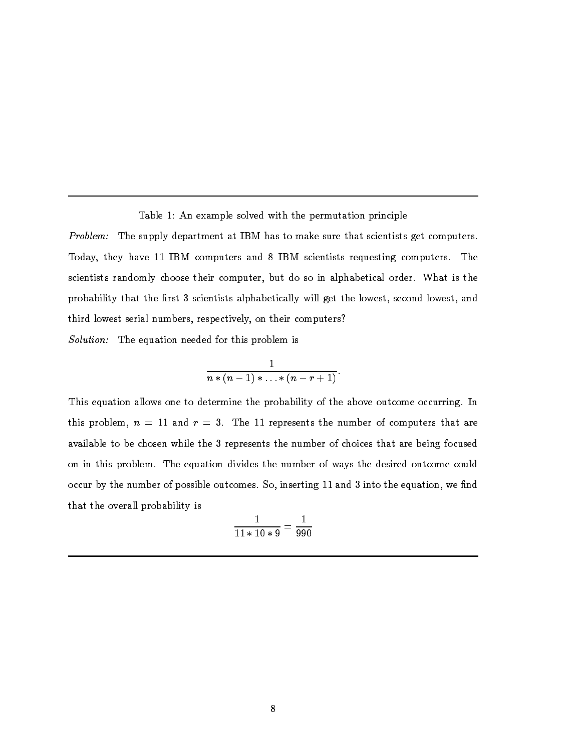Table 1: An example solved with the permutation principle

*Problem:* The supply department at IBM has to make sure that scientists get computers. Today, they have 11 IBM computers and 8 IBM scientists requesting computers. The scientists randomly choose their computer, but do so in alphabetical order. What is the probability that the first 3 scientists alphabetically will get the lowest, second lowest, and third lowest serial numbers, respectively, on their computers?

*Solution:* The equation needed for this problem is

$$\frac{1}{n * (n-1) * \ldots * (n-r+1)}.$$

This equation allows one to determine the probability of the above outcome occurring. In this problem, $n = 11$ and $r = 3$. The 11 represents the number of computers that are available to be chosen while the 3 represents the number of choices that are being focused on in this problem. The equation divides the number of ways the desired outcome could occur by the number of possible outcomes. So, inserting 11 and 3 into the equation, we find that the overall probability is

$$\frac{1}{11 * 10 * 9} = \frac{1}{990}$$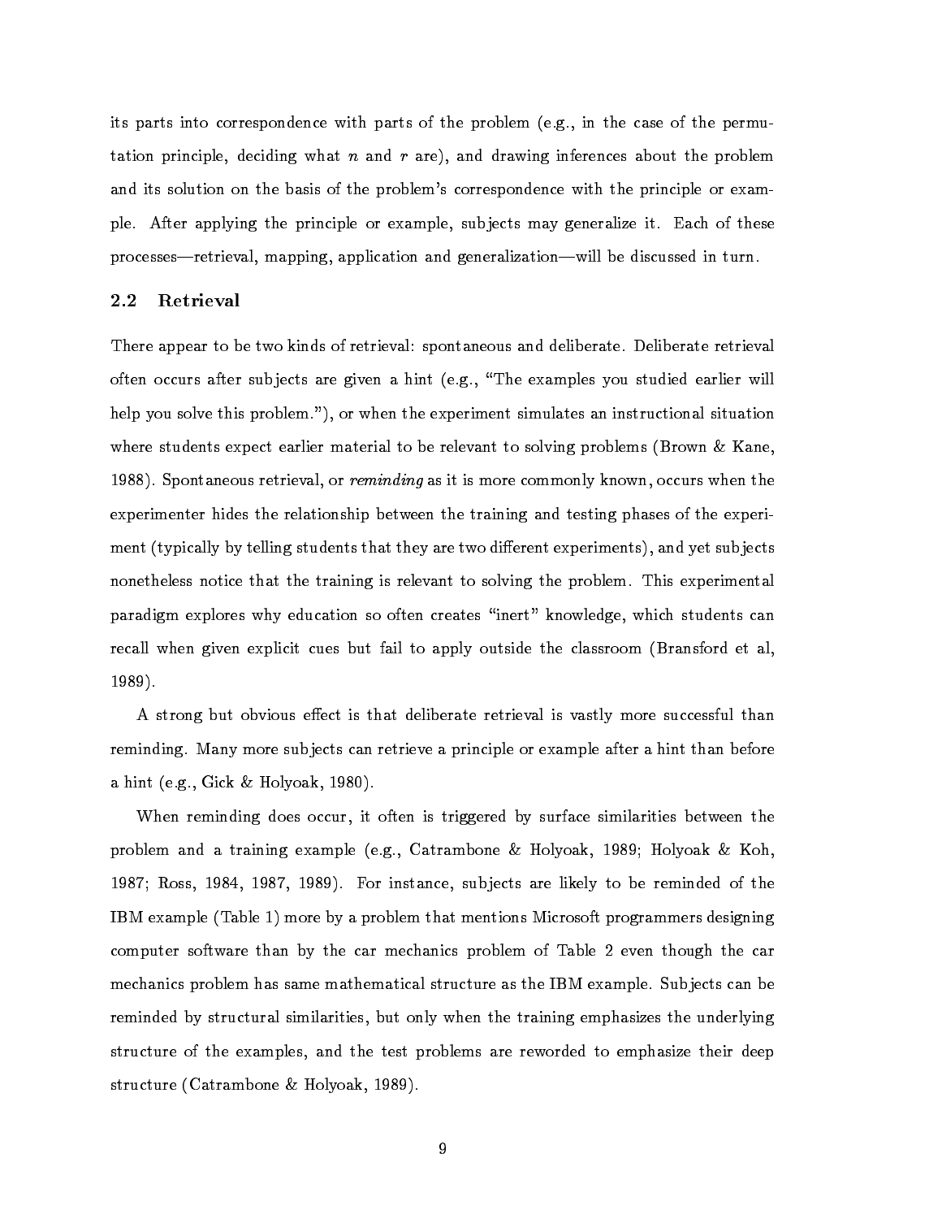its parts into correspondence with parts of the problem (e.g., in the case of the permutation principle, deciding what $n$ and $r$ are), and drawing inferences about the problem and its solution on the basis of the problem's correspondence with the principle or example. After applying the principle or example, subjects may generalize it. Each of these processes—retrieval, mapping, application and generalization—will be discussed in turn.

## 2.2 Retrieval

There appear to be two kinds of retrieval: spontaneous and deliberate. Deliberate retrieval often occurs after subjects are given a hint (e.g., "The examples you studied earlier will help you solve this problem."), or when the experiment simulates an instructional situation where students expect earlier material to be relevant to solving problems (Brown & Kane, 1988). Spontaneous retrieval, or *reminding* as it is more commonly known, occurs when the experimenter hides the relationship between the training and testing phases of the experiment (typically by telling students that they are two different experiments), and yet subjects nonetheless notice that the training is relevant to solving the problem. This experimental paradigm explores why education so often creates "inert" knowledge, which students can recall when given explicit cues but fail to apply outside the classroom (Bransford et al, 1989).

A strong but obvious effect is that deliberate retrieval is vastly more successful than reminding. Many more subjects can retrieve a principle or example after a hint than before a hint (e.g., Gick & Holyoak, 1980).

When reminding does occur, it often is triggered by surface similarities between the problem and a training example (e.g., Catrambone & Holyoak, 1989; Holyoak & Koh, 1987; Ross, 1984, 1987, 1989). For instance, subjects are likely to be reminded of the IBM example (Table 1) more by a problem that mentions Microsoft programmers designing computer software than by the car mechanics problem of Table 2 even though the car mechanics problem has same mathematical structure as the IBM example. Subjects can be reminded by structural similarities, but only when the training emphasizes the underlying structure of the examples, and the test problems are reworded to emphasize their deep structure (Catrambone & Holyoak, 1989).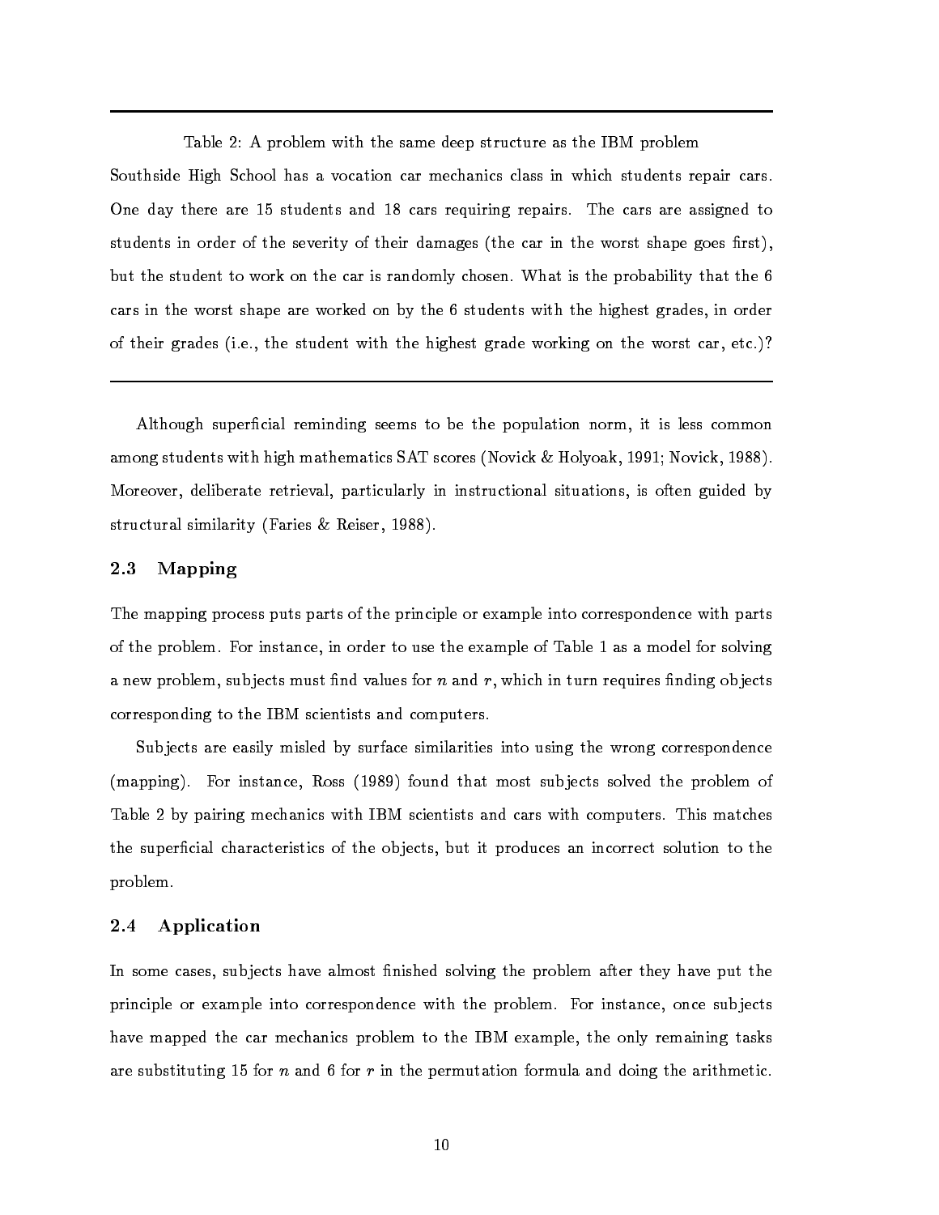Table 2: A problem with the same deep structure as the IBM problem

Southside High School has a vocation car mechanics class in which students repair cars. One day there are 15 students and 18 cars requiring repairs. The cars are assigned to students in order of the severity of their damages (the car in the worst shape goes first), but the student to work on the car is randomly chosen. What is the probability that the 6 cars in the worst shape are worked on by the 6 students with the highest grades, in order of their grades (i.e., the student with the highest grade working on the worst car, etc.)?

---

Although superficial reminding seems to be the population norm, it is less common among students with high mathematics SAT scores (Novick & Holyoak, 1991; Novick, 1988). Moreover, deliberate retrieval, particularly in instructional situations, is often guided by structural similarity (Faries & Reiser, 1988).

## 2.3 Mapping

The mapping process puts parts of the principle or example into correspondence with parts of the problem. For instance, in order to use the example of Table 1 as a model for solving a new problem, subjects must find values for $n$ and $r$, which in turn requires finding objects corresponding to the IBM scientists and computers.

Subjects are easily misled by surface similarities into using the wrong correspondence (mapping). For instance, Ross (1989) found that most subjects solved the problem of Table 2 by pairing mechanics with IBM scientists and cars with computers. This matches the superficial characteristics of the objects, but it produces an incorrect solution to the problem.

## 2.4 Application

In some cases, subjects have almost finished solving the problem after they have put the principle or example into correspondence with the problem. For instance, once subjects have mapped the car mechanics problem to the IBM example, the only remaining tasks are substituting 15 for $n$ and 6 for $r$ in the permutation formula and doing the arithmetic.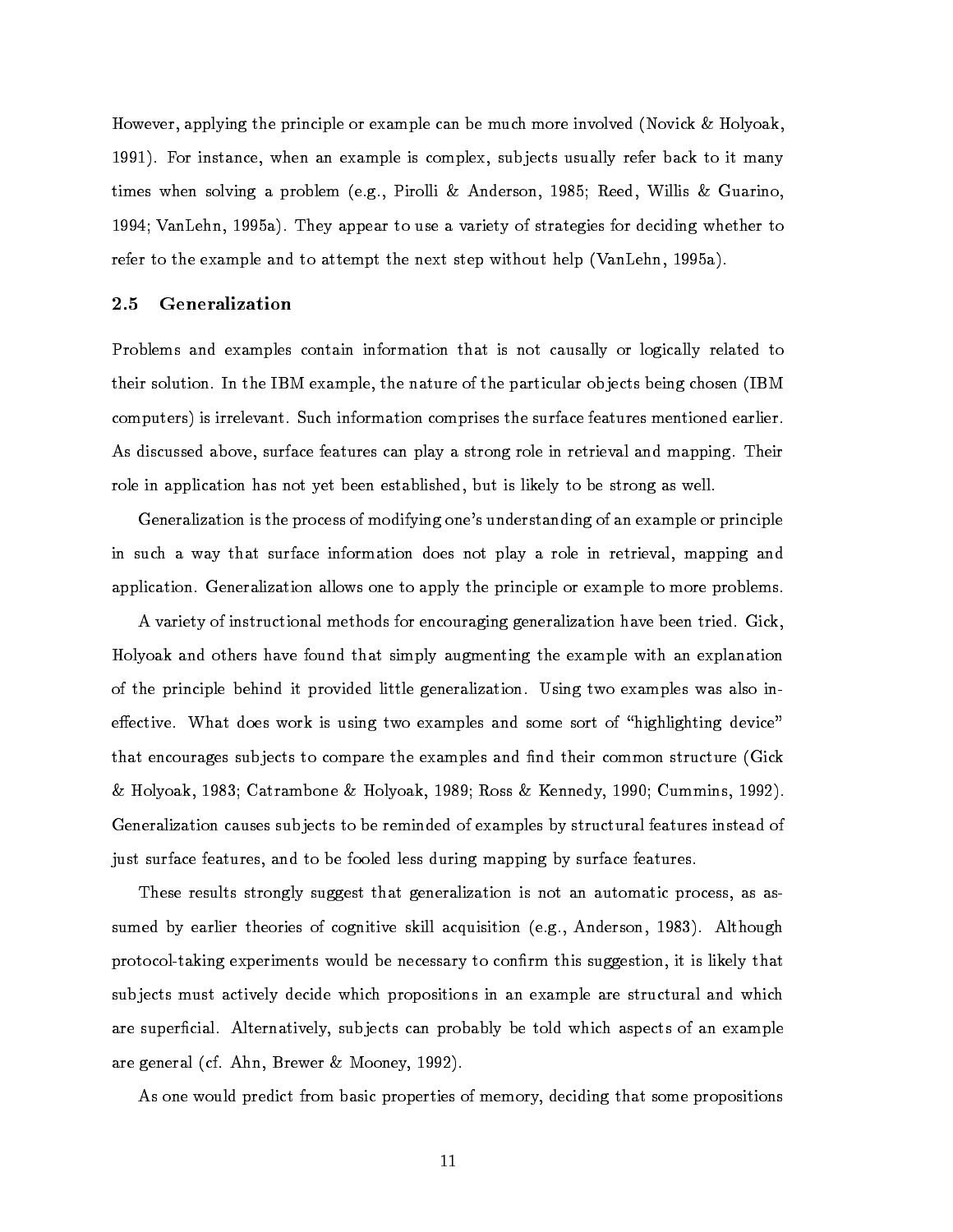However, applying the principle or example can be much more involved (Novick & Holyoak, 1991). For instance, when an example is complex, subjects usually refer back to it many times when solving a problem (e.g., Pirolli & Anderson, 1985; Reed, Willis & Guarino, 1994; VanLehn, 1995a). They appear to use a variety of strategies for deciding whether to refer to the example and to attempt the next step without help (VanLehn, 1995a).

## 2.5 Generalization

Problems and examples contain information that is not causally or logically related to their solution. In the IBM example, the nature of the particular objects being chosen (IBM computers) is irrelevant. Such information comprises the surface features mentioned earlier. As discussed above, surface features can play a strong role in retrieval and mapping. Their role in application has not yet been established, but is likely to be strong as well.

Generalization is the process of modifying one's understanding of an example or principle in such a way that surface information does not play a role in retrieval, mapping and application. Generalization allows one to apply the principle or example to more problems.

A variety of instructional methods for encouraging generalization have been tried. Gick, Holyoak and others have found that simply augmenting the example with an explanation of the principle behind it provided little generalization. Using two examples was also ineffective. What does work is using two examples and some sort of "highlighting device" that encourages subjects to compare the examples and find their common structure (Gick & Holyoak, 1983; Catrambone & Holyoak, 1989; Ross & Kennedy, 1990; Cummins, 1992). Generalization causes subjects to be reminded of examples by structural features instead of just surface features, and to be fooled less during mapping by surface features.

These results strongly suggest that generalization is not an automatic process, as assumed by earlier theories of cognitive skill acquisition (e.g., Anderson, 1983). Although protocol-taking experiments would be necessary to confirm this suggestion, it is likely that subjects must actively decide which propositions in an example are structural and which are superficial. Alternatively, subjects can probably be told which aspects of an example are general (cf. Ahn, Brewer & Mooney, 1992).

As one would predict from basic properties of memory, deciding that some propositions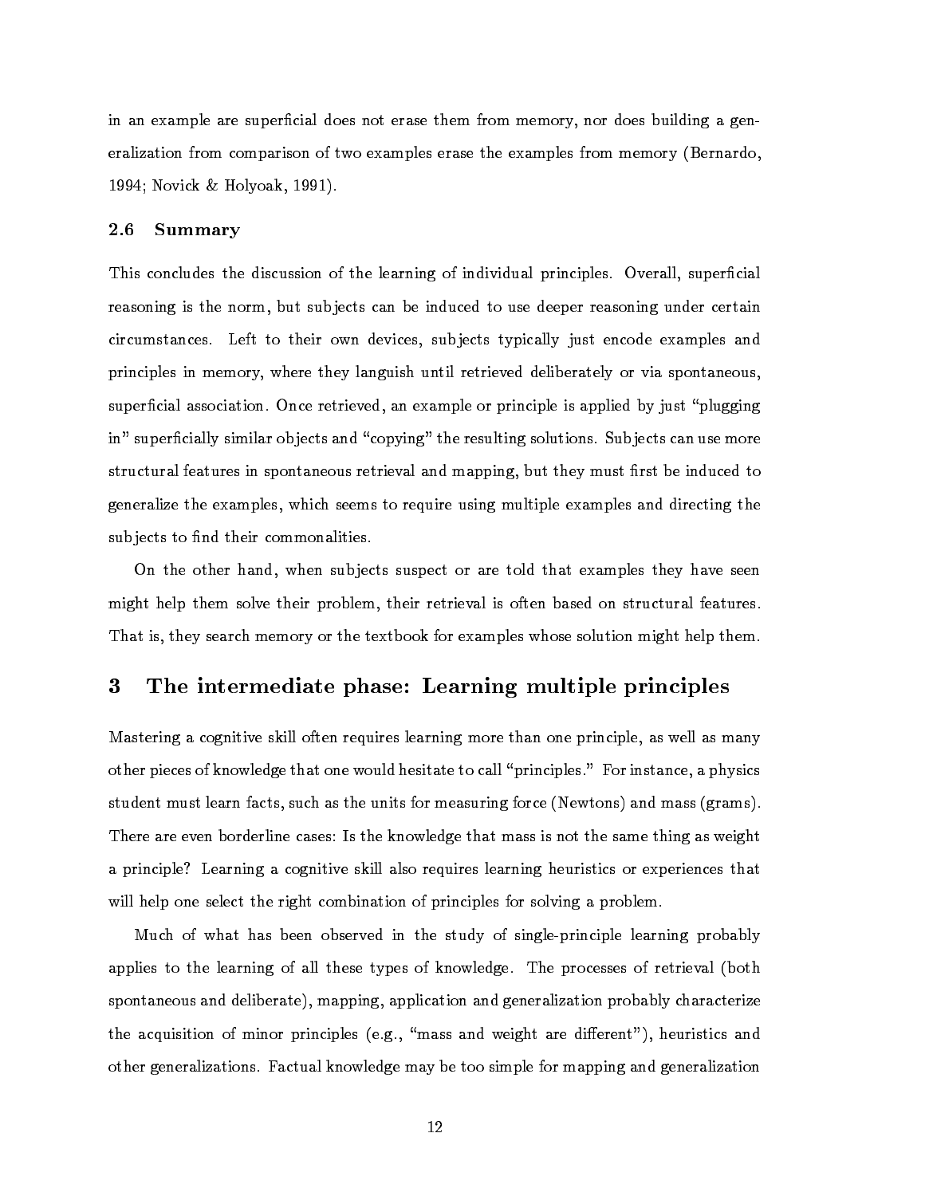in an example are superficial does not erase them from memory, nor does building a generalization from comparison of two examples erase the examples from memory (Bernardo, 1994; Novick & Holyoak, 1991).

### 2.6 Summary

This concludes the discussion of the learning of individual principles. Overall, superficial reasoning is the norm, but subjects can be induced to use deeper reasoning under certain circumstances. Left to their own devices, subjects typically just encode examples and principles in memory, where they languish until retrieved deliberately or via spontaneous, superficial association. Once retrieved, an example or principle is applied by just "plugging in" superficially similar objects and "copying" the resulting solutions. Subjects can use more structural features in spontaneous retrieval and mapping, but they must first be induced to generalize the examples, which seems to require using multiple examples and directing the subjects to find their commonalities.

On the other hand, when subjects suspect or are told that examples they have seen might help them solve their problem, their retrieval is often based on structural features. That is, they search memory or the textbook for examples whose solution might help them.

## 3 The intermediate phase: Learning multiple principles

Mastering a cognitive skill often requires learning more than one principle, as well as many other pieces of knowledge that one would hesitate to call "principles." For instance, a physics student must learn facts, such as the units for measuring force (Newtons) and mass (grams). There are even borderline cases: Is the knowledge that mass is not the same thing as weight a principle? Learning a cognitive skill also requires learning heuristics or experiences that will help one select the right combination of principles for solving a problem.

Much of what has been observed in the study of single-principle learning probably applies to the learning of all these types of knowledge. The processes of retrieval (both spontaneous and deliberate), mapping, application and generalization probably characterize the acquisition of minor principles (e.g., "mass and weight are different"), heuristics and other generalizations. Factual knowledge may be too simple for mapping and generalization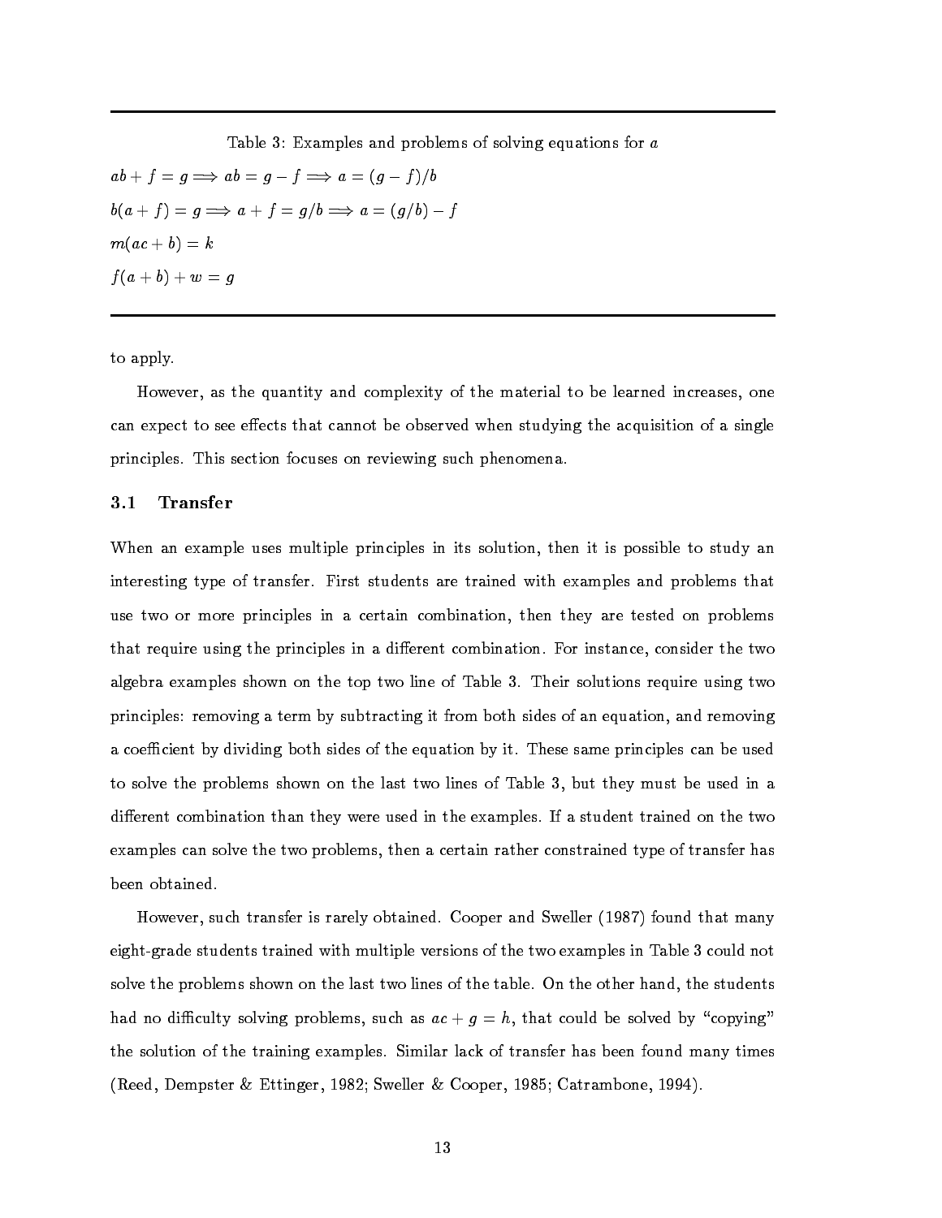Table 3: Examples and problems of solving equations for $a$

$$ab + f = g \Longrightarrow ab = g - f \Longrightarrow a = (g - f)/b$$

$$b(a + f) = g \Longrightarrow a + f = g/b \Longrightarrow a = (g/b) - f$$

$$m(ac + b) = k$$

$$f(a + b) + w = g$$

to apply.

However, as the quantity and complexity of the material to be learned increases, one can expect to see effects that cannot be observed when studying the acquisition of a single principles. This section focuses on reviewing such phenomena.

### 3.1 Transfer

When an example uses multiple principles in its solution, then it is possible to study an interesting type of transfer. First students are trained with examples and problems that use two or more principles in a certain combination, then they are tested on problems that require using the principles in a different combination. For instance, consider the two algebra examples shown on the top two line of Table 3. Their solutions require using two principles: removing a term by subtracting it from both sides of an equation, and removing a coefficient by dividing both sides of the equation by it. These same principles can be used to solve the problems shown on the last two lines of Table 3, but they must be used in a different combination than they were used in the examples. If a student trained on the two examples can solve the two problems, then a certain rather constrained type of transfer has been obtained.

However, such transfer is rarely obtained. Cooper and Sweller (1987) found that many eight-grade students trained with multiple versions of the two examples in Table 3 could not solve the problems shown on the last two lines of the table. On the other hand, the students had no difficulty solving problems, such as $ac + g = h$, that could be solved by "copying" the solution of the training examples. Similar lack of transfer has been found many times (Reed, Dempster & Ettinger, 1982; Sweller & Cooper, 1985; Catrambone, 1994).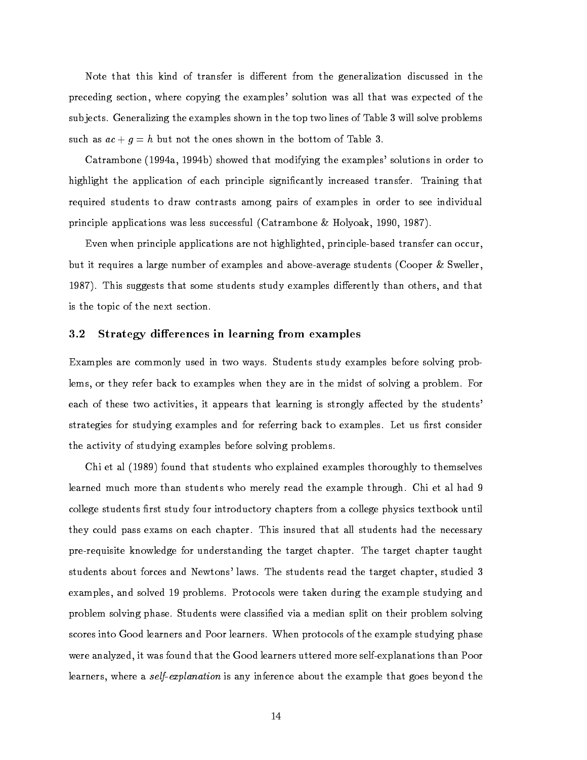Note that this kind of transfer is different from the generalization discussed in the preceding section, where copying the examples' solution was all that was expected of the subjects. Generalizing the examples shown in the top two lines of Table 3 will solve problems such as $ac + g = h$ but not the ones shown in the bottom of Table 3.

Catrambone (1994a, 1994b) showed that modifying the examples' solutions in order to highlight the application of each principle significantly increased transfer. Training that required students to draw contrasts among pairs of examples in order to see individual principle applications was less successful (Catrambone & Holyoak, 1990, 1987).

Even when principle applications are not highlighted, principle-based transfer can occur, but it requires a large number of examples and above-average students (Cooper & Sweller, 1987). This suggests that some students study examples differently than others, and that is the topic of the next section.

### 3.2 Strategy differences in learning from examples

Examples are commonly used in two ways. Students study examples before solving problems, or they refer back to examples when they are in the midst of solving a problem. For each of these two activities, it appears that learning is strongly affected by the students' strategies for studying examples and for referring back to examples. Let us first consider the activity of studying examples before solving problems.

Chi et al (1989) found that students who explained examples thoroughly to themselves learned much more than students who merely read the example through. Chi et al had 9 college students first study four introductory chapters from a college physics textbook until they could pass exams on each chapter. This insured that all students had the necessary pre-requisite knowledge for understanding the target chapter. The target chapter taught students about forces and Newtons' laws. The students read the target chapter, studied 3 examples, and solved 19 problems. Protocols were taken during the example studying and problem solving phase. Students were classified via a median split on their problem solving scores into Good learners and Poor learners. When protocols of the example studying phase were analyzed, it was found that the Good learners uttered more self-explanations than Poor learners, where a *self-explanation* is any inference about the example that goes beyond the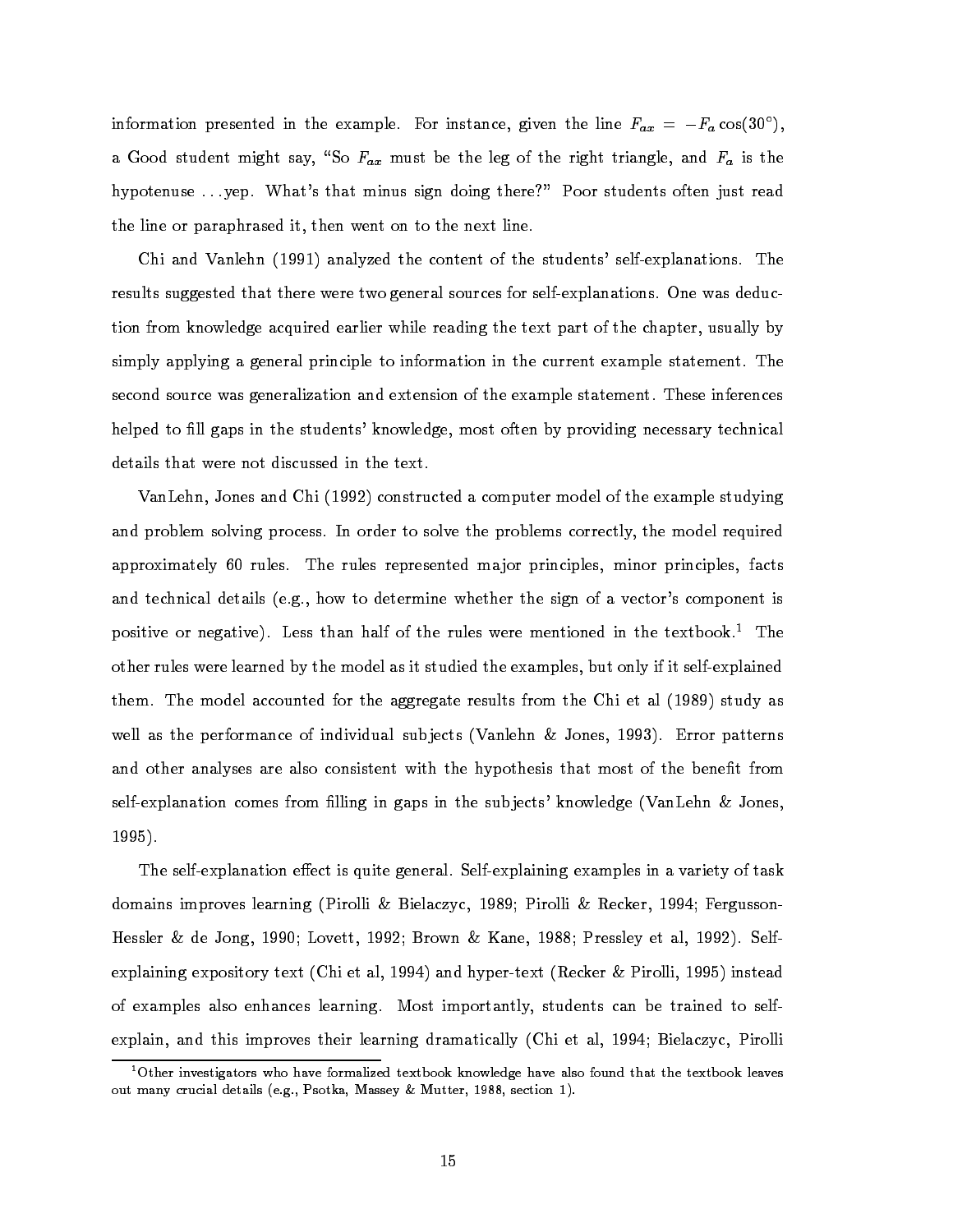information presented in the example. For instance, given the line $F_{ax} = -F_a \cos(30°)$, a Good student might say, "So $F_{ax}$ must be the leg of the right triangle, and $F_a$ is the hypotenuse ...yep. What's that minus sign doing there?" Poor students often just read the line or paraphrased it, then went on to the next line.

Chi and Vanlehn (1991) analyzed the content of the students' self-explanations. The results suggested that there were two general sources for self-explanations. One was deduction from knowledge acquired earlier while reading the text part of the chapter, usually by simply applying a general principle to information in the current example statement. The second source was generalization and extension of the example statement. These inferences helped to fill gaps in the students' knowledge, most often by providing necessary technical details that were not discussed in the text.

VanLehn, Jones and Chi (1992) constructed a computer model of the example studying and problem solving process. In order to solve the problems correctly, the model required approximately 60 rules. The rules represented major principles, minor principles, facts and technical details (e.g., how to determine whether the sign of a vector's component is positive or negative). Less than half of the rules were mentioned in the textbook.[1] The other rules were learned by the model as it studied the examples, but only if it self-explained them. The model accounted for the aggregate results from the Chi et al (1989) study as well as the performance of individual subjects (Vanlehn & Jones, 1993). Error patterns and other analyses are also consistent with the hypothesis that most of the benefit from self-explanation comes from filling in gaps in the subjects' knowledge (VanLehn & Jones, 1995).

The self-explanation effect is quite general. Self-explaining examples in a variety of task domains improves learning (Pirolli & Bielaczyc, 1989; Pirolli & Recker, 1994; Fergusson-Hessler & de Jong, 1990; Lovett, 1992; Brown & Kane, 1988; Pressley et al, 1992). Self-explaining expository text (Chi et al, 1994) and hyper-text (Recker & Pirolli, 1995) instead of examples also enhances learning. Most importantly, students can be trained to self-explain, and this improves their learning dramatically (Chi et al, 1994; Bielaczyc, Pirolli

[1] Other investigators who have formalized textbook knowledge have also found that the textbook leaves out many crucial details (e.g., Psotka, Massey & Mutter, 1988, section 1).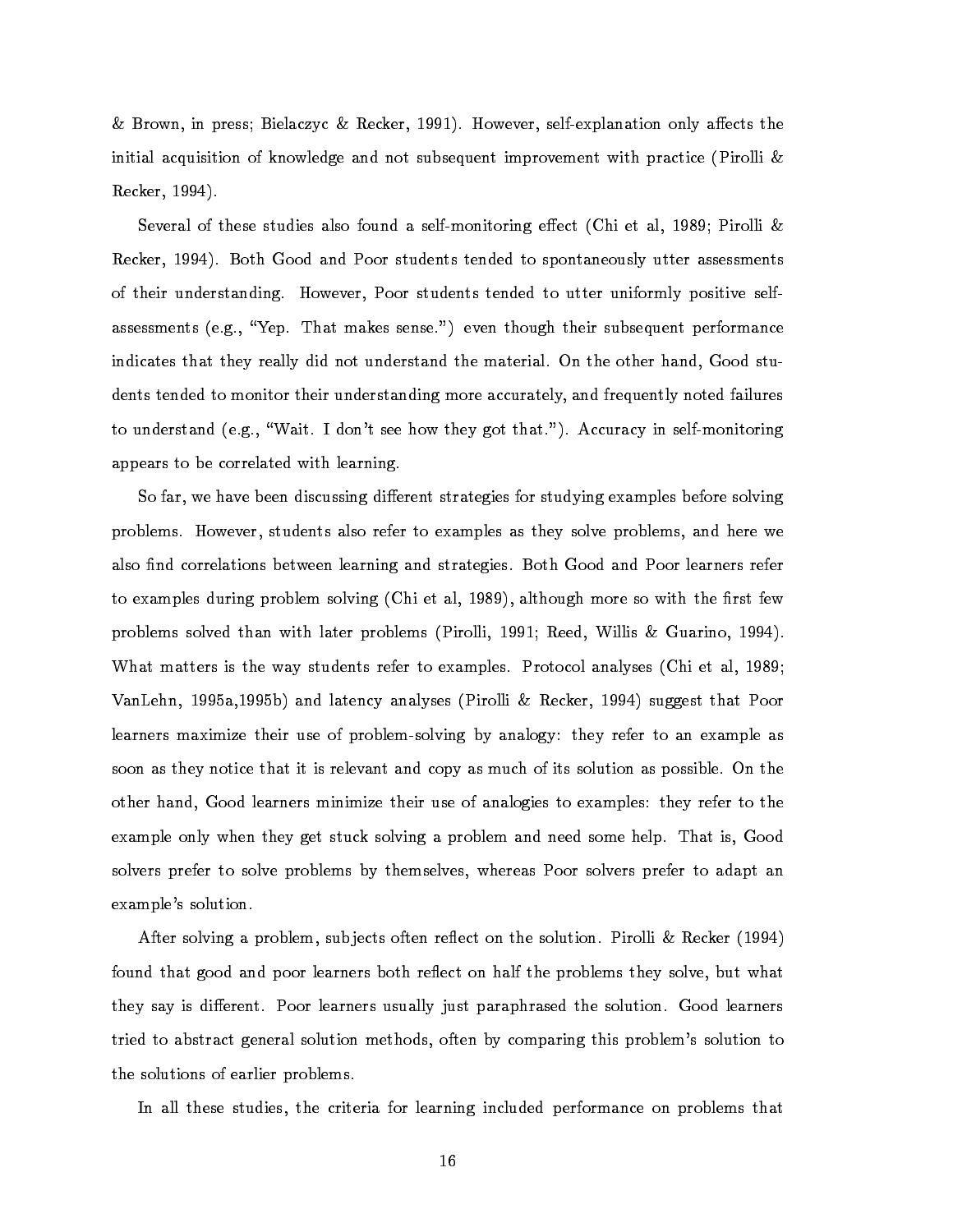& Brown, in press; Bielaczyc & Recker, 1991). However, self-explanation only affects the initial acquisition of knowledge and not subsequent improvement with practice (Pirolli & Recker, 1994).

Several of these studies also found a self-monitoring effect (Chi et al, 1989; Pirolli & Recker, 1994). Both Good and Poor students tended to spontaneously utter assessments of their understanding. However, Poor students tended to utter uniformly positive self-assessments (e.g., "Yep. That makes sense.") even though their subsequent performance indicates that they really did not understand the material. On the other hand, Good students tended to monitor their understanding more accurately, and frequently noted failures to understand (e.g., "Wait. I don't see how they got that."). Accuracy in self-monitoring appears to be correlated with learning.

So far, we have been discussing different strategies for studying examples before solving problems. However, students also refer to examples as they solve problems, and here we also find correlations between learning and strategies. Both Good and Poor learners refer to examples during problem solving (Chi et al, 1989), although more so with the first few problems solved than with later problems (Pirolli, 1991; Reed, Willis & Guarino, 1994). What matters is the way students refer to examples. Protocol analyses (Chi et al, 1989; VanLehn, 1995a,1995b) and latency analyses (Pirolli & Recker, 1994) suggest that Poor learners maximize their use of problem-solving by analogy: they refer to an example as soon as they notice that it is relevant and copy as much of its solution as possible. On the other hand, Good learners minimize their use of analogies to examples: they refer to the example only when they get stuck solving a problem and need some help. That is, Good solvers prefer to solve problems by themselves, whereas Poor solvers prefer to adapt an example's solution.

After solving a problem, subjects often reflect on the solution. Pirolli & Recker (1994) found that good and poor learners both reflect on half the problems they solve, but what they say is different. Poor learners usually just paraphrased the solution. Good learners tried to abstract general solution methods, often by comparing this problem's solution to the solutions of earlier problems.

In all these studies, the criteria for learning included performance on problems that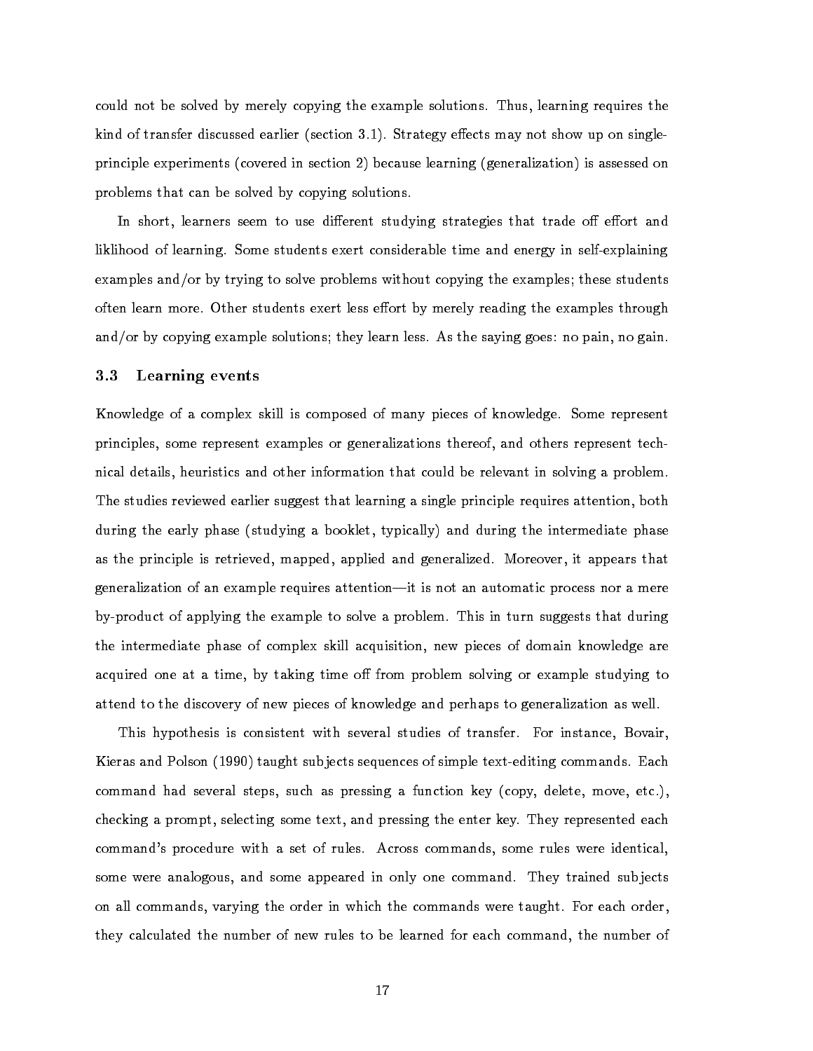could not be solved by merely copying the example solutions. Thus, learning requires the kind of transfer discussed earlier (section 3.1). Strategy effects may not show up on single-principle experiments (covered in section 2) because learning (generalization) is assessed on problems that can be solved by copying solutions.

In short, learners seem to use different studying strategies that trade off effort and liklihood of learning. Some students exert considerable time and energy in self-explaining examples and/or by trying to solve problems without copying the examples; these students often learn more. Other students exert less effort by merely reading the examples through and/or by copying example solutions; they learn less. As the saying goes: no pain, no gain.

### 3.3 Learning events

Knowledge of a complex skill is composed of many pieces of knowledge. Some represent principles, some represent examples or generalizations thereof, and others represent technical details, heuristics and other information that could be relevant in solving a problem. The studies reviewed earlier suggest that learning a single principle requires attention, both during the early phase (studying a booklet, typically) and during the intermediate phase as the principle is retrieved, mapped, applied and generalized. Moreover, it appears that generalization of an example requires attention—it is not an automatic process nor a mere by-product of applying the example to solve a problem. This in turn suggests that during the intermediate phase of complex skill acquisition, new pieces of domain knowledge are acquired one at a time, by taking time off from problem solving or example studying to attend to the discovery of new pieces of knowledge and perhaps to generalization as well.

This hypothesis is consistent with several studies of transfer. For instance, Bovair, Kieras and Polson (1990) taught subjects sequences of simple text-editing commands. Each command had several steps, such as pressing a function key (copy, delete, move, etc.), checking a prompt, selecting some text, and pressing the enter key. They represented each command's procedure with a set of rules. Across commands, some rules were identical, some were analogous, and some appeared in only one command. They trained subjects on all commands, varying the order in which the commands were taught. For each order, they calculated the number of new rules to be learned for each command, the number of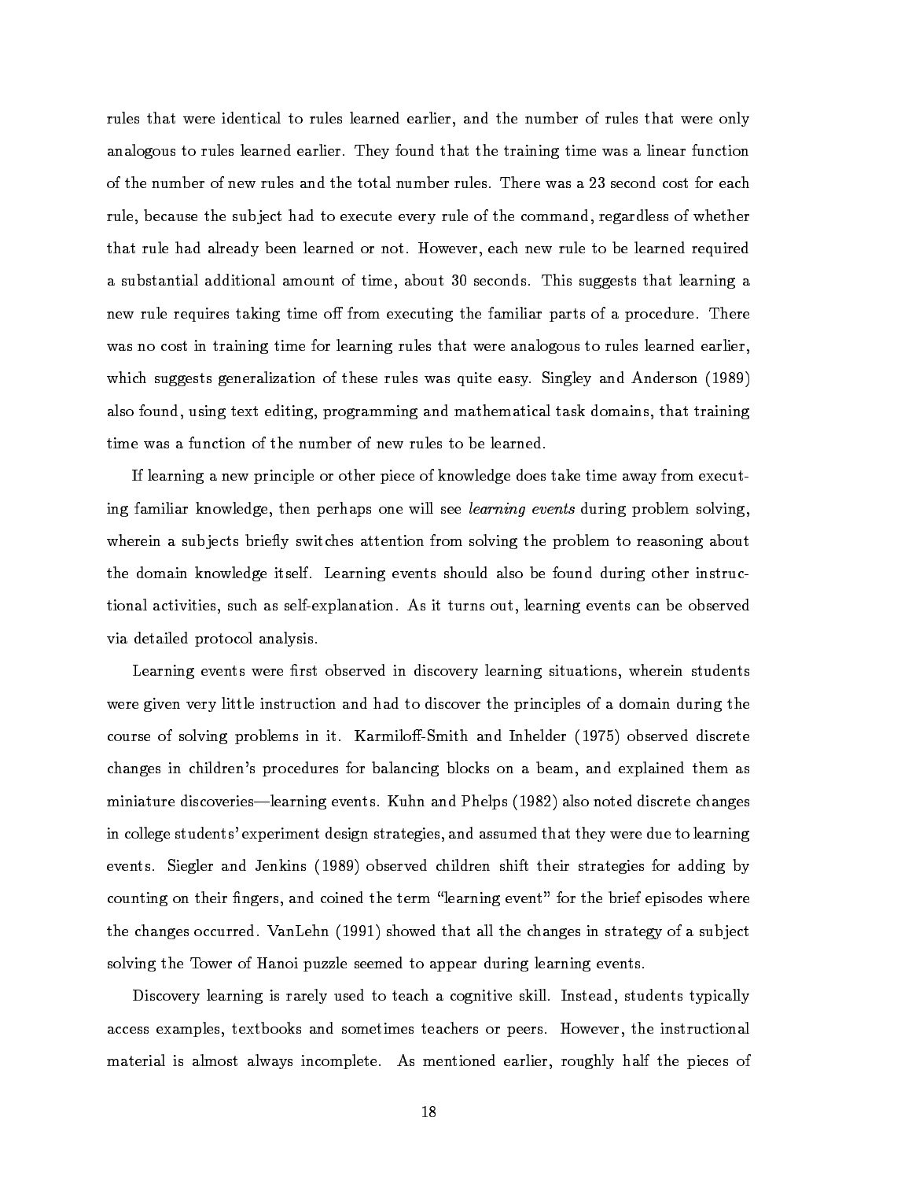rules that were identical to rules learned earlier, and the number of rules that were only analogous to rules learned earlier. They found that the training time was a linear function of the number of new rules and the total number rules. There was a 23 second cost for each rule, because the subject had to execute every rule of the command, regardless of whether that rule had already been learned or not. However, each new rule to be learned required a substantial additional amount of time, about 30 seconds. This suggests that learning a new rule requires taking time off from executing the familiar parts of a procedure. There was no cost in training time for learning rules that were analogous to rules learned earlier, which suggests generalization of these rules was quite easy. Singley and Anderson (1989) also found, using text editing, programming and mathematical task domains, that training time was a function of the number of new rules to be learned.

If learning a new principle or other piece of knowledge does take time away from executing familiar knowledge, then perhaps one will see *learning events* during problem solving, wherein a subjects briefly switches attention from solving the problem to reasoning about the domain knowledge itself. Learning events should also be found during other instructional activities, such as self-explanation. As it turns out, learning events can be observed via detailed protocol analysis.

Learning events were first observed in discovery learning situations, wherein students were given very little instruction and had to discover the principles of a domain during the course of solving problems in it. Karmiloff-Smith and Inhelder (1975) observed discrete changes in children's procedures for balancing blocks on a beam, and explained them as miniature discoveries—learning events. Kuhn and Phelps (1982) also noted discrete changes in college students' experiment design strategies, and assumed that they were due to learning events. Siegler and Jenkins (1989) observed children shift their strategies for adding by counting on their fingers, and coined the term "learning event" for the brief episodes where the changes occurred. VanLehn (1991) showed that all the changes in strategy of a subject solving the Tower of Hanoi puzzle seemed to appear during learning events.

Discovery learning is rarely used to teach a cognitive skill. Instead, students typically access examples, textbooks and sometimes teachers or peers. However, the instructional material is almost always incomplete. As mentioned earlier, roughly half the pieces of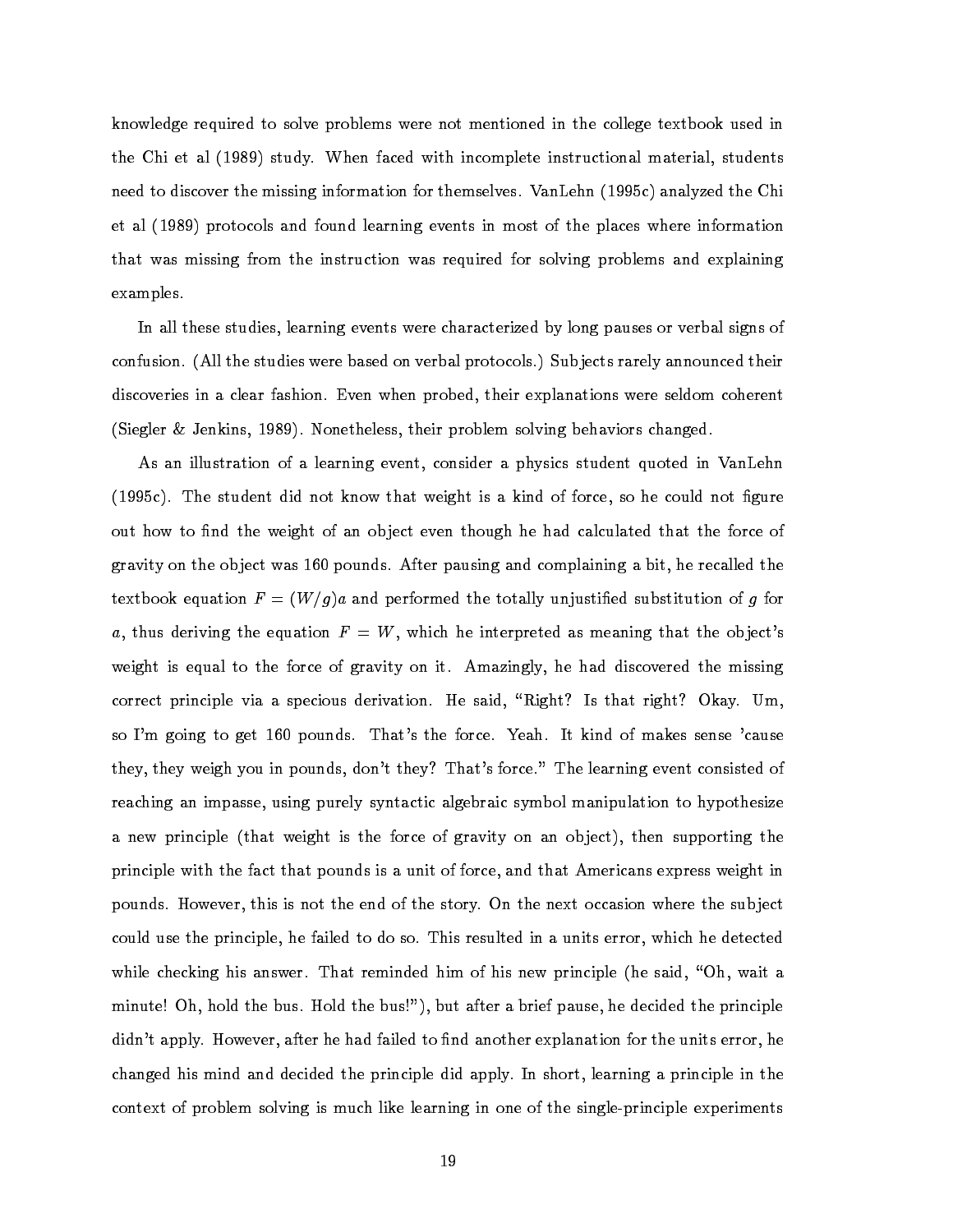knowledge required to solve problems were not mentioned in the college textbook used in the Chi et al (1989) study. When faced with incomplete instructional material, students need to discover the missing information for themselves. VanLehn (1995c) analyzed the Chi et al (1989) protocols and found learning events in most of the places where information that was missing from the instruction was required for solving problems and explaining examples.

In all these studies, learning events were characterized by long pauses or verbal signs of confusion. (All the studies were based on verbal protocols.) Subjects rarely announced their discoveries in a clear fashion. Even when probed, their explanations were seldom coherent (Siegler & Jenkins, 1989). Nonetheless, their problem solving behaviors changed.

As an illustration of a learning event, consider a physics student quoted in VanLehn (1995c). The student did not know that weight is a kind of force, so he could not figure out how to find the weight of an object even though he had calculated that the force of gravity on the object was 160 pounds. After pausing and complaining a bit, he recalled the textbook equation $F = (W/g)a$ and performed the totally unjustified substitution of $g$ for $a$, thus deriving the equation $F = W$, which he interpreted as meaning that the object's weight is equal to the force of gravity on it. Amazingly, he had discovered the missing correct principle via a specious derivation. He said, "Right? Is that right? Okay. Um, so I'm going to get 160 pounds. That's the force. Yeah. It kind of makes sense 'cause they, they weigh you in pounds, don't they? That's force." The learning event consisted of reaching an impasse, using purely syntactic algebraic symbol manipulation to hypothesize a new principle (that weight is the force of gravity on an object), then supporting the principle with the fact that pounds is a unit of force, and that Americans express weight in pounds. However, this is not the end of the story. On the next occasion where the subject could use the principle, he failed to do so. This resulted in a units error, which he detected while checking his answer. That reminded him of his new principle (he said, "Oh, wait a minute! Oh, hold the bus. Hold the bus!"), but after a brief pause, he decided the principle didn't apply. However, after he had failed to find another explanation for the units error, he changed his mind and decided the principle did apply. In short, learning a principle in the context of problem solving is much like learning in one of the single-principle experiments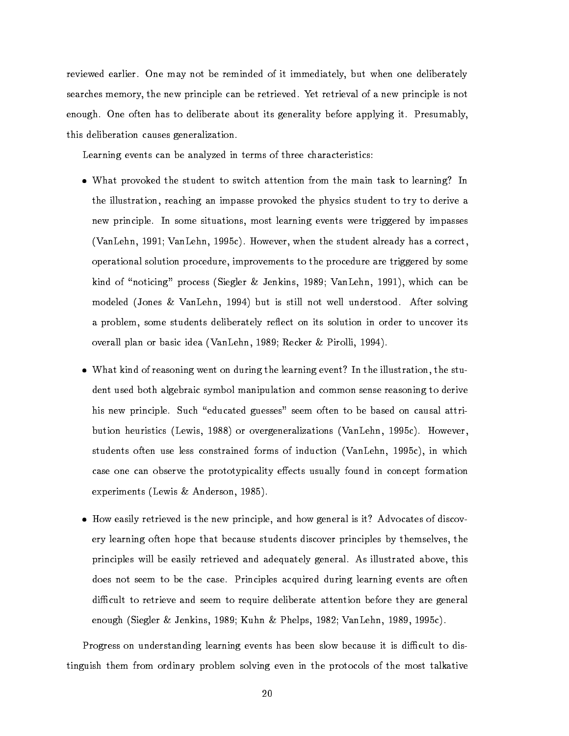reviewed earlier. One may not be reminded of it immediately, but when one deliberately searches memory, the new principle can be retrieved. Yet retrieval of a new principle is not enough. One often has to deliberate about its generality before applying it. Presumably, this deliberation causes generalization.

Learning events can be analyzed in terms of three characteristics:

- What provoked the student to switch attention from the main task to learning? In the illustration, reaching an impasse provoked the physics student to try to derive a new principle. In some situations, most learning events were triggered by impasses (VanLehn, 1991; VanLehn, 1995c). However, when the student already has a correct, operational solution procedure, improvements to the procedure are triggered by some kind of "noticing" process (Siegler & Jenkins, 1989; VanLehn, 1991), which can be modeled (Jones & VanLehn, 1994) but is still not well understood. After solving a problem, some students deliberately reflect on its solution in order to uncover its overall plan or basic idea (VanLehn, 1989; Recker & Pirolli, 1994).

- What kind of reasoning went on during the learning event? In the illustration, the student used both algebraic symbol manipulation and common sense reasoning to derive his new principle. Such "educated guesses" seem often to be based on causal attribution heuristics (Lewis, 1988) or overgeneralizations (VanLehn, 1995c). However, students often use less constrained forms of induction (VanLehn, 1995c), in which case one can observe the prototypicality effects usually found in concept formation experiments (Lewis & Anderson, 1985).

- How easily retrieved is the new principle, and how general is it? Advocates of discovery learning often hope that because students discover principles by themselves, the principles will be easily retrieved and adequately general. As illustrated above, this does not seem to be the case. Principles acquired during learning events are often difficult to retrieve and seem to require deliberate attention before they are general enough (Siegler & Jenkins, 1989; Kuhn & Phelps, 1982; VanLehn, 1989, 1995c).

Progress on understanding learning events has been slow because it is difficult to distinguish them from ordinary problem solving even in the protocols of the most talkative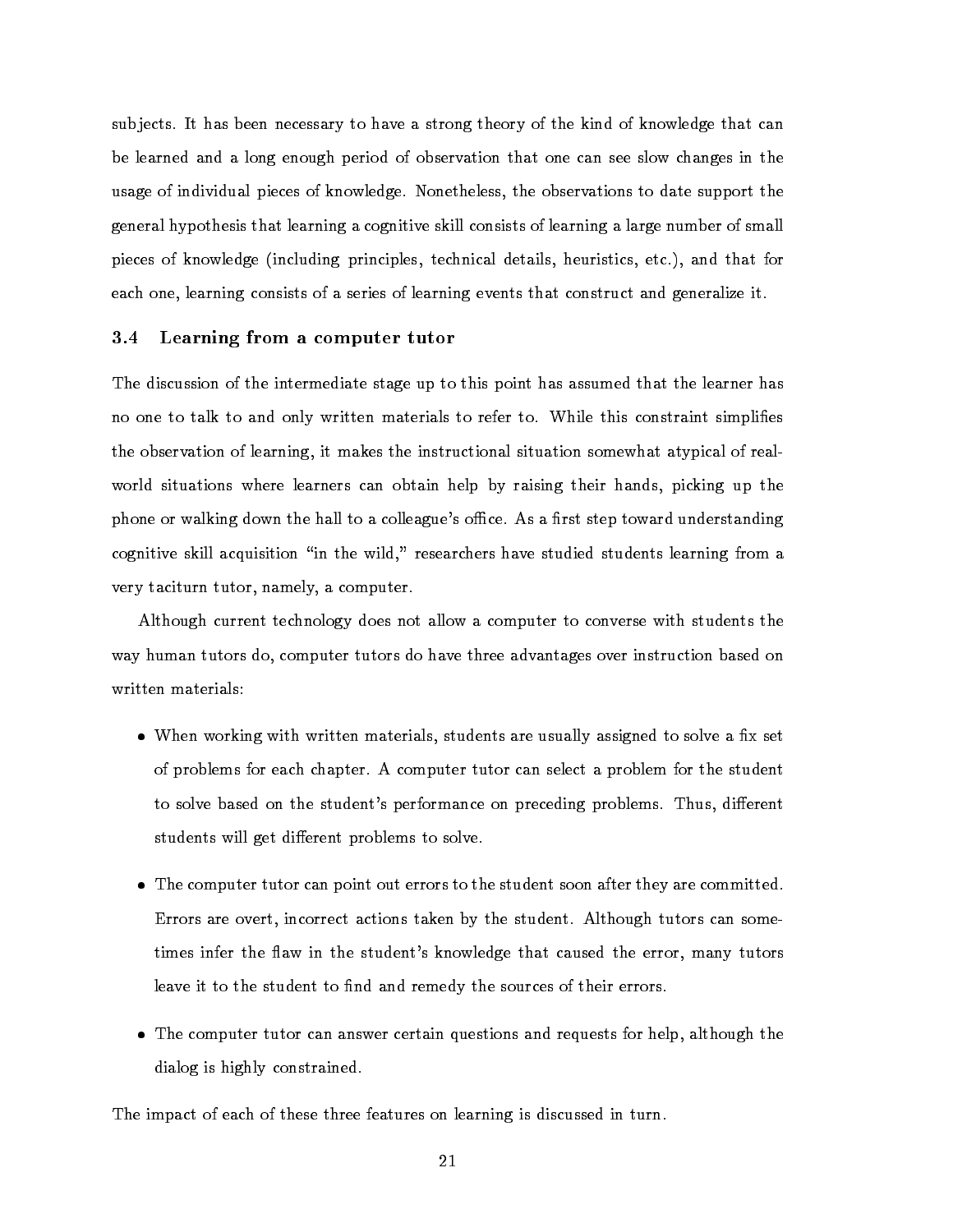subjects. It has been necessary to have a strong theory of the kind of knowledge that can be learned and a long enough period of observation that one can see slow changes in the usage of individual pieces of knowledge. Nonetheless, the observations to date support the general hypothesis that learning a cognitive skill consists of learning a large number of small pieces of knowledge (including principles, technical details, heuristics, etc.), and that for each one, learning consists of a series of learning events that construct and generalize it.

### 3.4 Learning from a computer tutor

The discussion of the intermediate stage up to this point has assumed that the learner has no one to talk to and only written materials to refer to. While this constraint simplifies the observation of learning, it makes the instructional situation somewhat atypical of real-world situations where learners can obtain help by raising their hands, picking up the phone or walking down the hall to a colleague's office. As a first step toward understanding cognitive skill acquisition "in the wild," researchers have studied students learning from a very taciturn tutor, namely, a computer.

Although current technology does not allow a computer to converse with students the way human tutors do, computer tutors do have three advantages over instruction based on written materials:

- When working with written materials, students are usually assigned to solve a fix set of problems for each chapter. A computer tutor can select a problem for the student to solve based on the student's performance on preceding problems. Thus, different students will get different problems to solve.
- The computer tutor can point out errors to the student soon after they are committed. Errors are overt, incorrect actions taken by the student. Although tutors can sometimes infer the flaw in the student's knowledge that caused the error, many tutors leave it to the student to find and remedy the sources of their errors.
- The computer tutor can answer certain questions and requests for help, although the dialog is highly constrained.

The impact of each of these three features on learning is discussed in turn.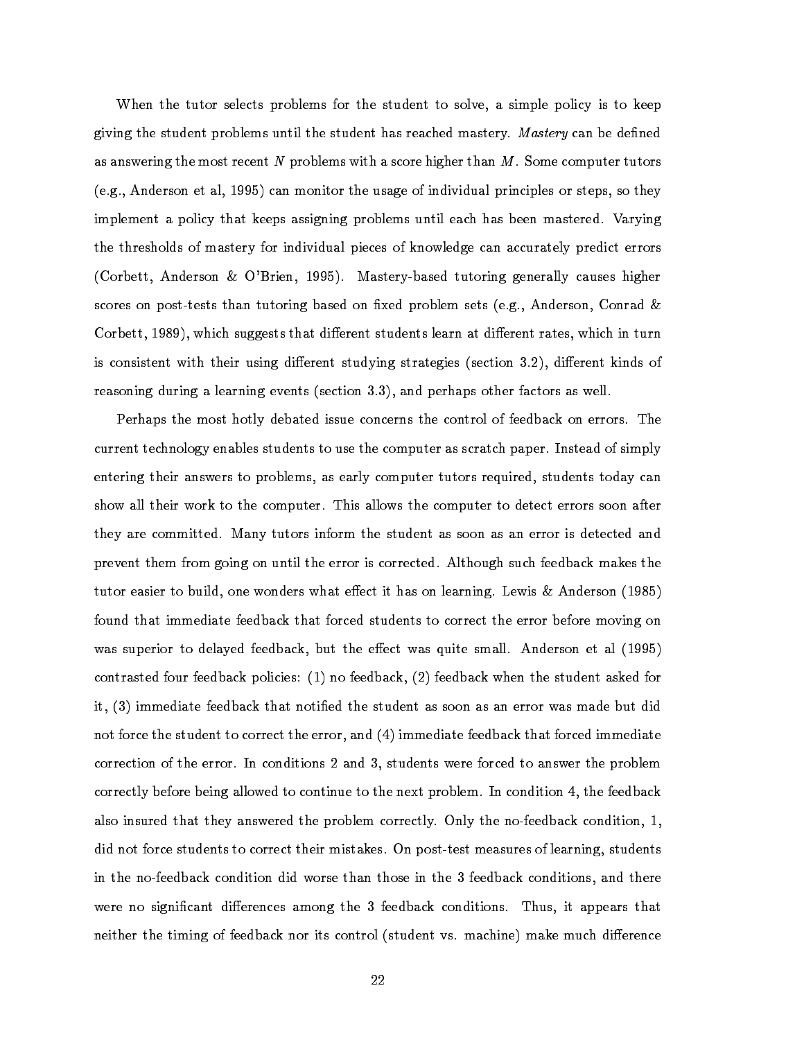When the tutor selects problems for the student to solve, a simple policy is to keep giving the student problems until the student has reached mastery. *Mastery* can be defined as answering the most recent $N$ problems with a score higher than $M$. Some computer tutors (e.g., Anderson et al, 1995) can monitor the usage of individual principles or steps, so they implement a policy that keeps assigning problems until each has been mastered. Varying the thresholds of mastery for individual pieces of knowledge can accurately predict errors (Corbett, Anderson & O'Brien, 1995). Mastery-based tutoring generally causes higher scores on post-tests than tutoring based on fixed problem sets (e.g., Anderson, Conrad & Corbett, 1989), which suggests that different students learn at different rates, which in turn is consistent with their using different studying strategies (section 3.2), different kinds of reasoning during a learning events (section 3.3), and perhaps other factors as well.

Perhaps the most hotly debated issue concerns the control of feedback on errors. The current technology enables students to use the computer as scratch paper. Instead of simply entering their answers to problems, as early computer tutors required, students today can show all their work to the computer. This allows the computer to detect errors soon after they are committed. Many tutors inform the student as soon as an error is detected and prevent them from going on until the error is corrected. Although such feedback makes the tutor easier to build, one wonders what effect it has on learning. Lewis & Anderson (1985) found that immediate feedback that forced students to correct the error before moving on was superior to delayed feedback, but the effect was quite small. Anderson et al (1995) contrasted four feedback policies: (1) no feedback, (2) feedback when the student asked for it, (3) immediate feedback that notified the student as soon as an error was made but did not force the student to correct the error, and (4) immediate feedback that forced immediate correction of the error. In conditions 2 and 3, students were forced to answer the problem correctly before being allowed to continue to the next problem. In condition 4, the feedback also insured that they answered the problem correctly. Only the no-feedback condition, 1, did not force students to correct their mistakes. On post-test measures of learning, students in the no-feedback condition did worse than those in the 3 feedback conditions, and there were no significant differences among the 3 feedback conditions. Thus, it appears that neither the timing of feedback nor its control (student vs. machine) make much difference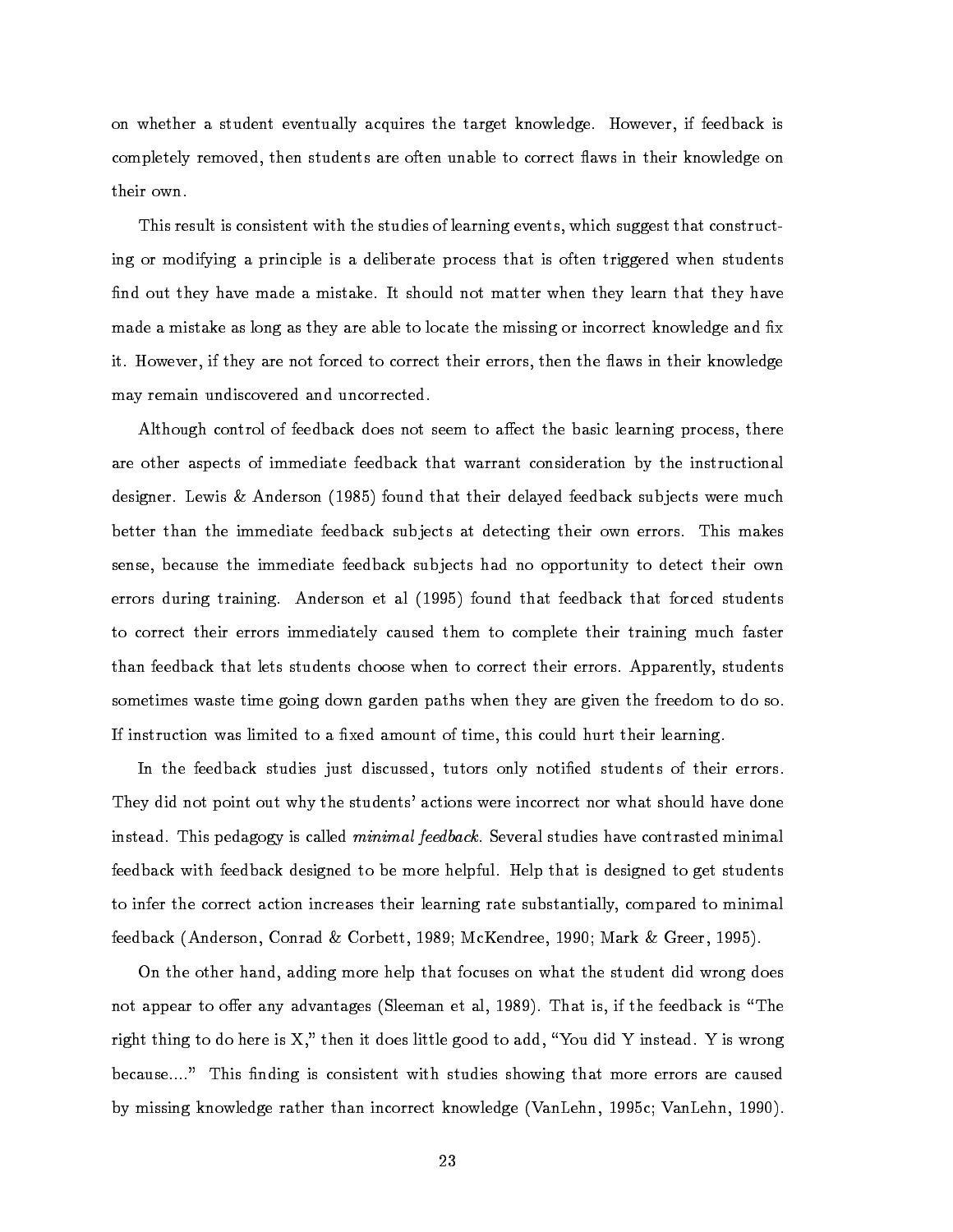on whether a student eventually acquires the target knowledge. However, if feedback is completely removed, then students are often unable to correct flaws in their knowledge on their own.

This result is consistent with the studies of learning events, which suggest that constructing or modifying a principle is a deliberate process that is often triggered when students find out they have made a mistake. It should not matter when they learn that they have made a mistake as long as they are able to locate the missing or incorrect knowledge and fix it. However, if they are not forced to correct their errors, then the flaws in their knowledge may remain undiscovered and uncorrected.

Although control of feedback does not seem to affect the basic learning process, there are other aspects of immediate feedback that warrant consideration by the instructional designer. Lewis & Anderson (1985) found that their delayed feedback subjects were much better than the immediate feedback subjects at detecting their own errors. This makes sense, because the immediate feedback subjects had no opportunity to detect their own errors during training. Anderson et al (1995) found that feedback that forced students to correct their errors immediately caused them to complete their training much faster than feedback that lets students choose when to correct their errors. Apparently, students sometimes waste time going down garden paths when they are given the freedom to do so. If instruction was limited to a fixed amount of time, this could hurt their learning.

In the feedback studies just discussed, tutors only notified students of their errors. They did not point out why the students' actions were incorrect nor what should have done instead. This pedagogy is called *minimal feedback*. Several studies have contrasted minimal feedback with feedback designed to be more helpful. Help that is designed to get students to infer the correct action increases their learning rate substantially, compared to minimal feedback (Anderson, Conrad & Corbett, 1989; McKendree, 1990; Mark & Greer, 1995).

On the other hand, adding more help that focuses on what the student did wrong does not appear to offer any advantages (Sleeman et al, 1989). That is, if the feedback is "The right thing to do here is X," then it does little good to add, "You did Y instead. Y is wrong because...." This finding is consistent with studies showing that more errors are caused by missing knowledge rather than incorrect knowledge (VanLehn, 1995c; VanLehn, 1990).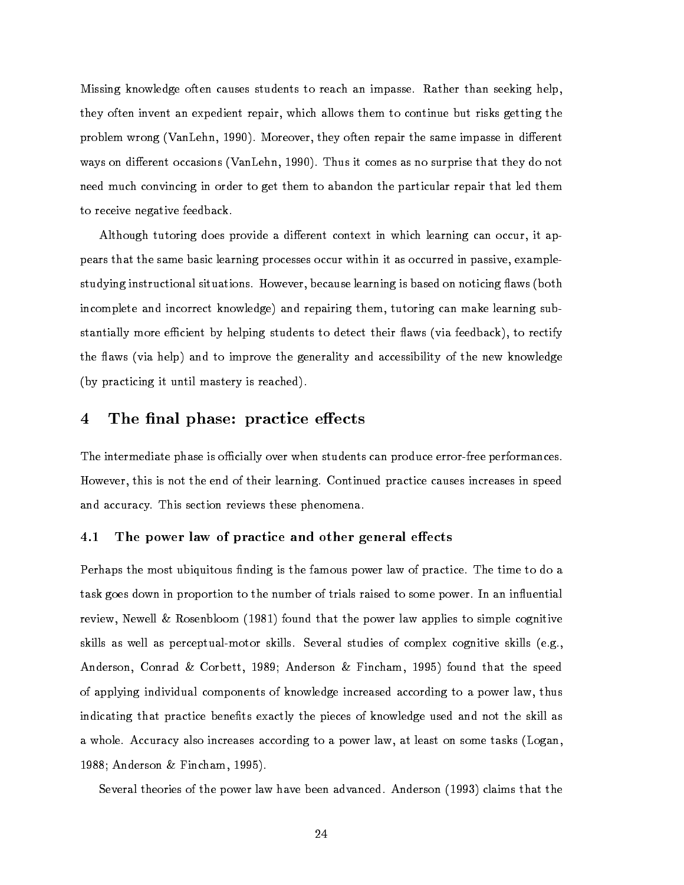Missing knowledge often causes students to reach an impasse. Rather than seeking help, they often invent an expedient repair, which allows them to continue but risks getting the problem wrong (VanLehn, 1990). Moreover, they often repair the same impasse in different ways on different occasions (VanLehn, 1990). Thus it comes as no surprise that they do not need much convincing in order to get them to abandon the particular repair that led them to receive negative feedback.

Although tutoring does provide a different context in which learning can occur, it appears that the same basic learning processes occur within it as occurred in passive, example-studying instructional situations. However, because learning is based on noticing flaws (both incomplete and incorrect knowledge) and repairing them, tutoring can make learning substantially more efficient by helping students to detect their flaws (via feedback), to rectify the flaws (via help) and to improve the generality and accessibility of the new knowledge (by practicing it until mastery is reached).

## 4 The final phase: practice effects

The intermediate phase is officially over when students can produce error-free performances. However, this is not the end of their learning. Continued practice causes increases in speed and accuracy. This section reviews these phenomena.

### 4.1 The power law of practice and other general effects

Perhaps the most ubiquitous finding is the famous power law of practice. The time to do a task goes down in proportion to the number of trials raised to some power. In an influential review, Newell & Rosenbloom (1981) found that the power law applies to simple cognitive skills as well as perceptual-motor skills. Several studies of complex cognitive skills (e.g., Anderson, Conrad & Corbett, 1989; Anderson & Fincham, 1995) found that the speed of applying individual components of knowledge increased according to a power law, thus indicating that practice benefits exactly the pieces of knowledge used and not the skill as a whole. Accuracy also increases according to a power law, at least on some tasks (Logan, 1988; Anderson & Fincham, 1995).

Several theories of the power law have been advanced. Anderson (1993) claims that the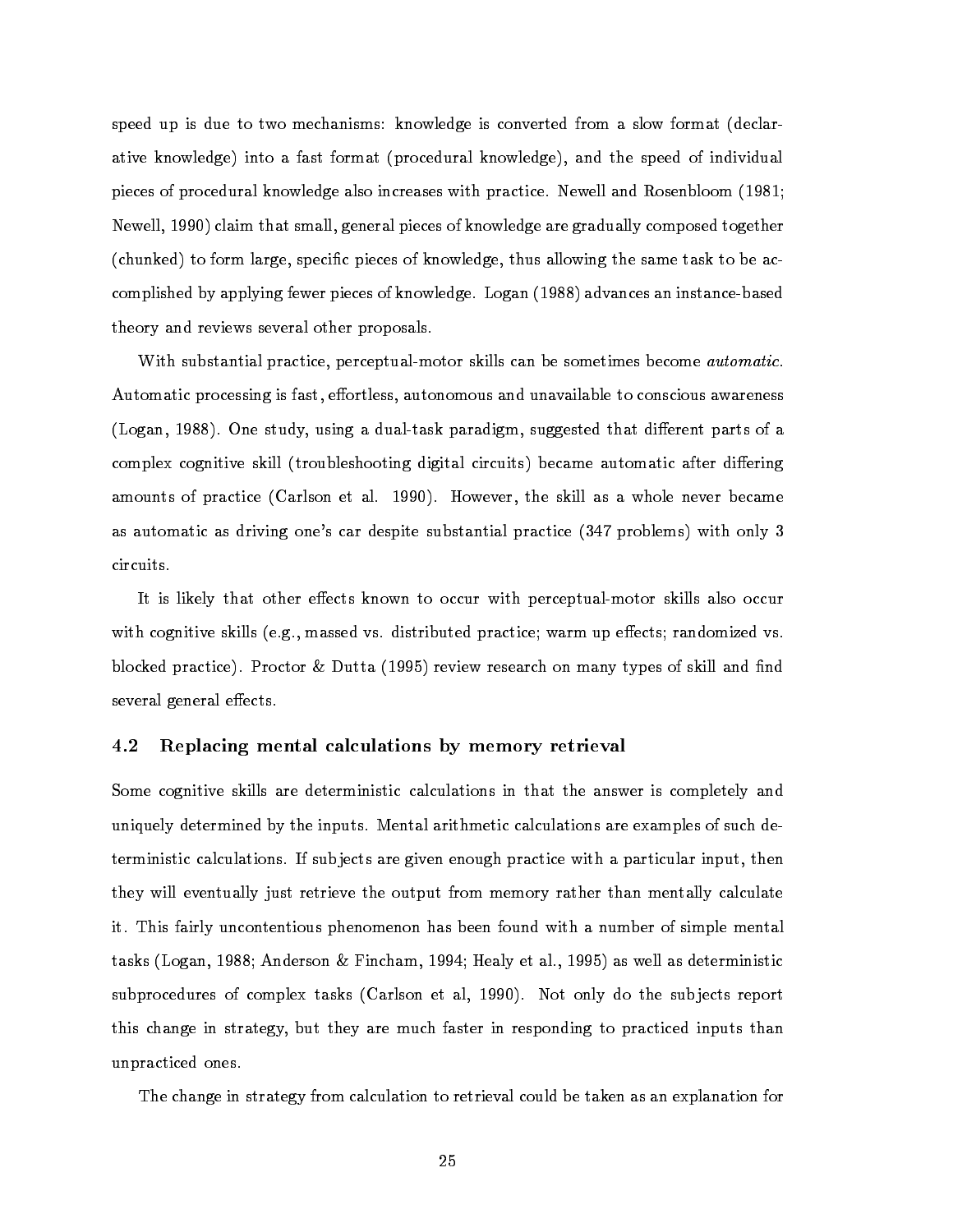speed up is due to two mechanisms: knowledge is converted from a slow format (declarative knowledge) into a fast format (procedural knowledge), and the speed of individual pieces of procedural knowledge also increases with practice. Newell and Rosenbloom (1981; Newell, 1990) claim that small, general pieces of knowledge are gradually composed together (chunked) to form large, specific pieces of knowledge, thus allowing the same task to be accomplished by applying fewer pieces of knowledge. Logan (1988) advances an instance-based theory and reviews several other proposals.

With substantial practice, perceptual-motor skills can be sometimes become *automatic*. Automatic processing is fast, effortless, autonomous and unavailable to conscious awareness (Logan, 1988). One study, using a dual-task paradigm, suggested that different parts of a complex cognitive skill (troubleshooting digital circuits) became automatic after differing amounts of practice (Carlson et al. 1990). However, the skill as a whole never became as automatic as driving one's car despite substantial practice (347 problems) with only 3 circuits.

It is likely that other effects known to occur with perceptual-motor skills also occur with cognitive skills (e.g., massed vs. distributed practice; warm up effects; randomized vs. blocked practice). Proctor & Dutta (1995) review research on many types of skill and find several general effects.

### 4.2 Replacing mental calculations by memory retrieval

Some cognitive skills are deterministic calculations in that the answer is completely and uniquely determined by the inputs. Mental arithmetic calculations are examples of such deterministic calculations. If subjects are given enough practice with a particular input, then they will eventually just retrieve the output from memory rather than mentally calculate it. This fairly uncontentious phenomenon has been found with a number of simple mental tasks (Logan, 1988; Anderson & Fincham, 1994; Healy et al., 1995) as well as deterministic subprocedures of complex tasks (Carlson et al, 1990). Not only do the subjects report this change in strategy, but they are much faster in responding to practiced inputs than unpracticed ones.

The change in strategy from calculation to retrieval could be taken as an explanation for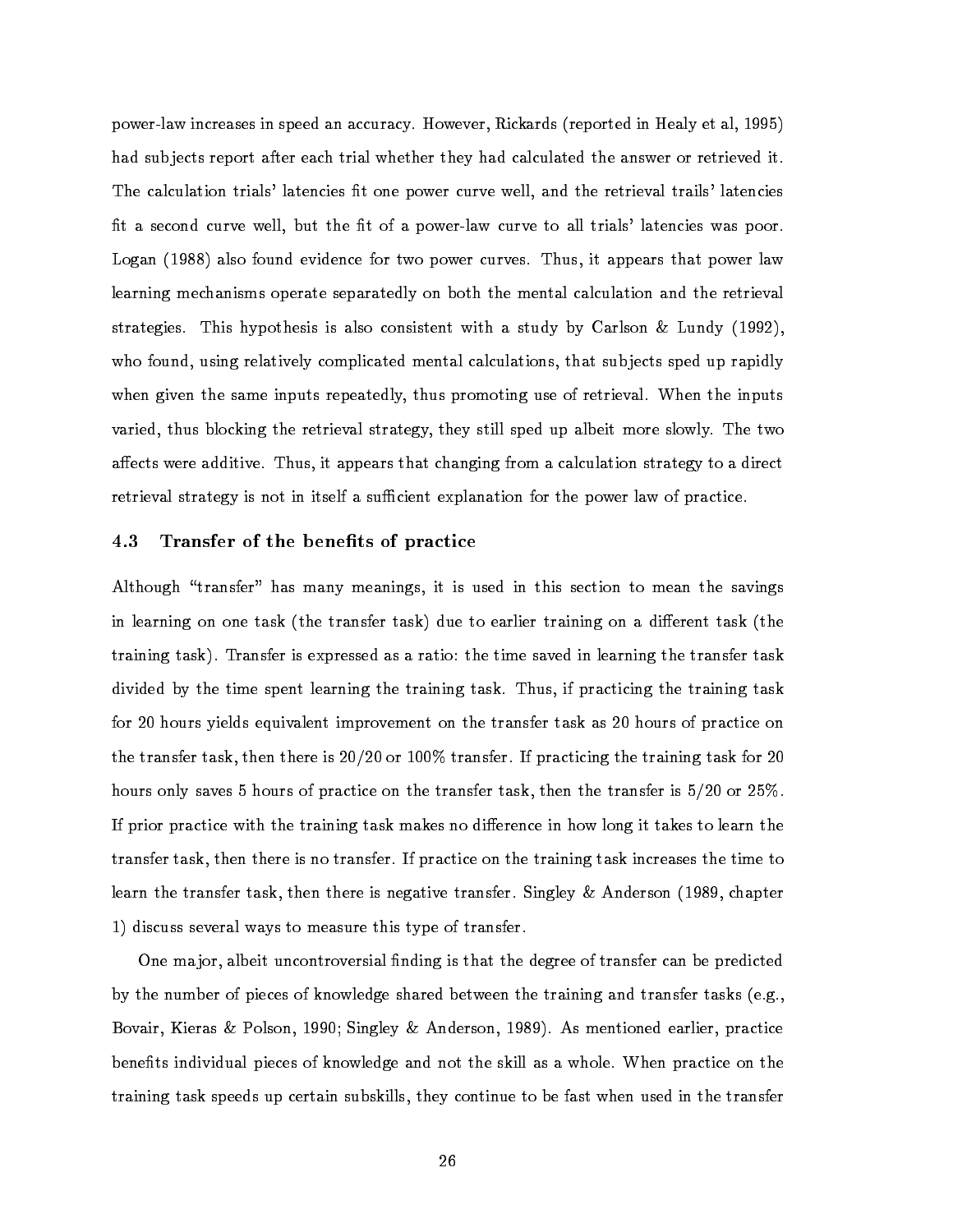power-law increases in speed an accuracy. However, Rickards (reported in Healy et al, 1995) had subjects report after each trial whether they had calculated the answer or retrieved it. The calculation trials' latencies fit one power curve well, and the retrieval trails' latencies fit a second curve well, but the fit of a power-law curve to all trials' latencies was poor. Logan (1988) also found evidence for two power curves. Thus, it appears that power law learning mechanisms operate separatedly on both the mental calculation and the retrieval strategies. This hypothesis is also consistent with a study by Carlson & Lundy (1992), who found, using relatively complicated mental calculations, that subjects sped up rapidly when given the same inputs repeatedly, thus promoting use of retrieval. When the inputs varied, thus blocking the retrieval strategy, they still sped up albeit more slowly. The two affects were additive. Thus, it appears that changing from a calculation strategy to a direct retrieval strategy is not in itself a sufficient explanation for the power law of practice.

### 4.3 Transfer of the benefits of practice

Although "transfer" has many meanings, it is used in this section to mean the savings in learning on one task (the transfer task) due to earlier training on a different task (the training task). Transfer is expressed as a ratio: the time saved in learning the transfer task divided by the time spent learning the training task. Thus, if practicing the training task for 20 hours yields equivalent improvement on the transfer task as 20 hours of practice on the transfer task, then there is 20/20 or 100% transfer. If practicing the training task for 20 hours only saves 5 hours of practice on the transfer task, then the transfer is 5/20 or 25%. If prior practice with the training task makes no difference in how long it takes to learn the transfer task, then there is no transfer. If practice on the training task increases the time to learn the transfer task, then there is negative transfer. Singley & Anderson (1989, chapter 1) discuss several ways to measure this type of transfer.

One major, albeit uncontroversial finding is that the degree of transfer can be predicted by the number of pieces of knowledge shared between the training and transfer tasks (e.g., Bovair, Kieras & Polson, 1990; Singley & Anderson, 1989). As mentioned earlier, practice benefits individual pieces of knowledge and not the skill as a whole. When practice on the training task speeds up certain subskills, they continue to be fast when used in the transfer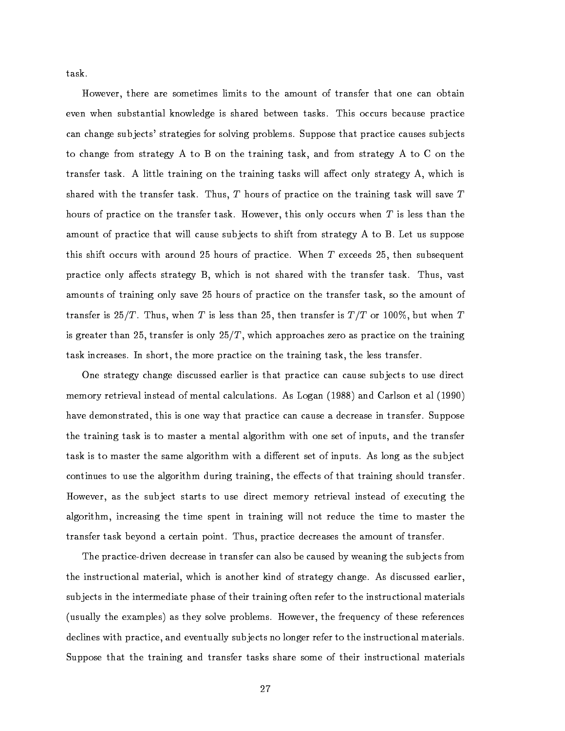task.

However, there are sometimes limits to the amount of transfer that one can obtain even when substantial knowledge is shared between tasks. This occurs because practice can change subjects' strategies for solving problems. Suppose that practice causes subjects to change from strategy A to B on the training task, and from strategy A to C on the transfer task. A little training on the training tasks will affect only strategy A, which is shared with the transfer task. Thus, $T$ hours of practice on the training task will save $T$ hours of practice on the transfer task. However, this only occurs when $T$ is less than the amount of practice that will cause subjects to shift from strategy A to B. Let us suppose this shift occurs with around 25 hours of practice. When $T$ exceeds 25, then subsequent practice only affects strategy B, which is not shared with the transfer task. Thus, vast amounts of training only save 25 hours of practice on the transfer task, so the amount of transfer is $25/T$. Thus, when $T$ is less than 25, then transfer is $T/T$ or 100%, but when $T$ is greater than 25, transfer is only $25/T$, which approaches zero as practice on the training task increases. In short, the more practice on the training task, the less transfer.

One strategy change discussed earlier is that practice can cause subjects to use direct memory retrieval instead of mental calculations. As Logan (1988) and Carlson et al (1990) have demonstrated, this is one way that practice can cause a decrease in transfer. Suppose the training task is to master a mental algorithm with one set of inputs, and the transfer task is to master the same algorithm with a different set of inputs. As long as the subject continues to use the algorithm during training, the effects of that training should transfer. However, as the subject starts to use direct memory retrieval instead of executing the algorithm, increasing the time spent in training will not reduce the time to master the transfer task beyond a certain point. Thus, practice decreases the amount of transfer.

The practice-driven decrease in transfer can also be caused by weaning the subjects from the instructional material, which is another kind of strategy change. As discussed earlier, subjects in the intermediate phase of their training often refer to the instructional materials (usually the examples) as they solve problems. However, the frequency of these references declines with practice, and eventually subjects no longer refer to the instructional materials. Suppose that the training and transfer tasks share some of their instructional materials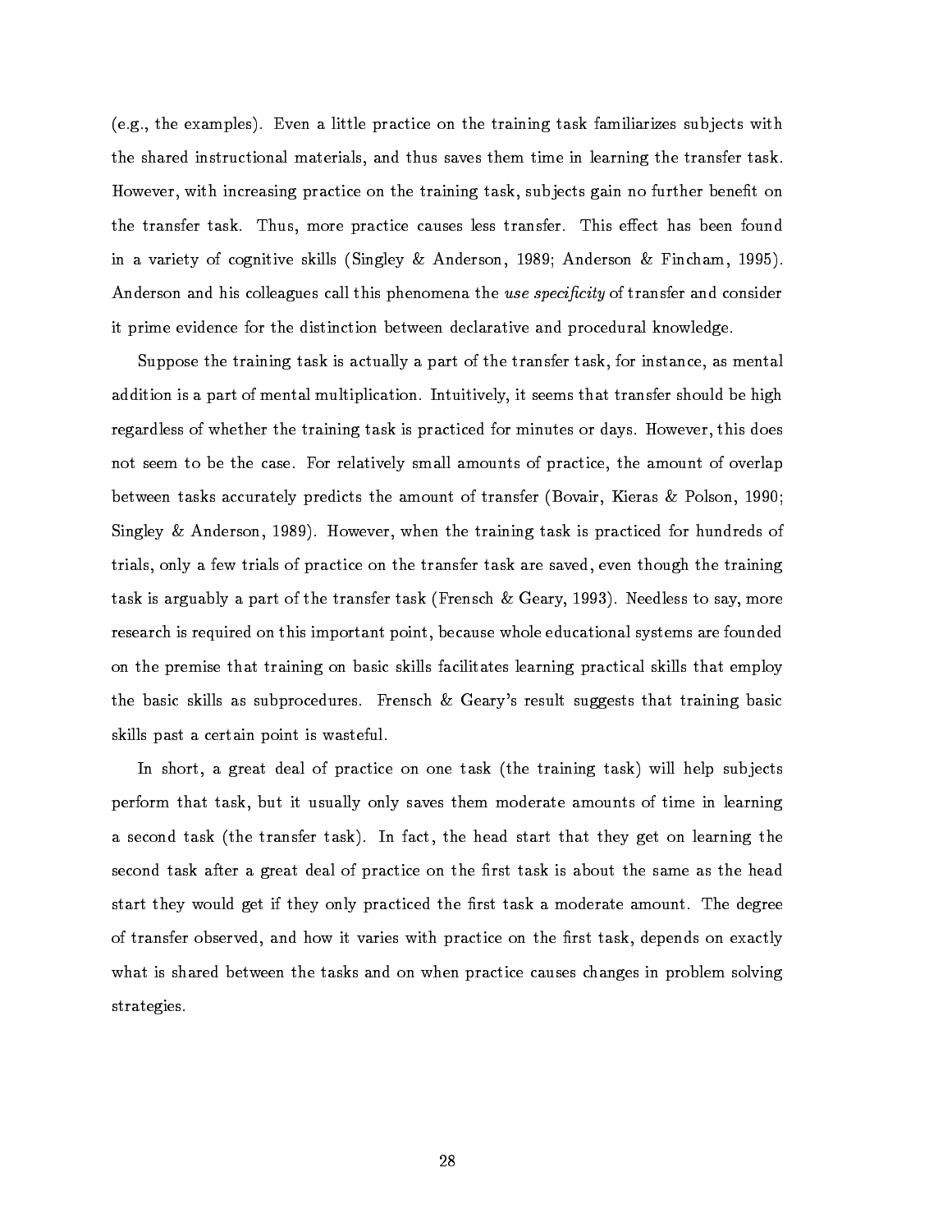(e.g., the examples). Even a little practice on the training task familiarizes subjects with the shared instructional materials, and thus saves them time in learning the transfer task. However, with increasing practice on the training task, subjects gain no further benefit on the transfer task. Thus, more practice causes less transfer. This effect has been found in a variety of cognitive skills (Singley & Anderson, 1989; Anderson & Fincham, 1995). Anderson and his colleagues call this phenomena the *use specificity* of transfer and consider it prime evidence for the distinction between declarative and procedural knowledge.

Suppose the training task is actually a part of the transfer task, for instance, as mental addition is a part of mental multiplication. Intuitively, it seems that transfer should be high regardless of whether the training task is practiced for minutes or days. However, this does not seem to be the case. For relatively small amounts of practice, the amount of overlap between tasks accurately predicts the amount of transfer (Bovair, Kieras & Polson, 1990; Singley & Anderson, 1989). However, when the training task is practiced for hundreds of trials, only a few trials of practice on the transfer task are saved, even though the training task is arguably a part of the transfer task (Frensch & Geary, 1993). Needless to say, more research is required on this important point, because whole educational systems are founded on the premise that training on basic skills facilitates learning practical skills that employ the basic skills as subprocedures. Frensch & Geary's result suggests that training basic skills past a certain point is wasteful.

In short, a great deal of practice on one task (the training task) will help subjects perform that task, but it usually only saves them moderate amounts of time in learning a second task (the transfer task). In fact, the head start that they get on learning the second task after a great deal of practice on the first task is about the same as the head start they would get if they only practiced the first task a moderate amount. The degree of transfer observed, and how it varies with practice on the first task, depends on exactly what is shared between the tasks and on when practice causes changes in problem solving strategies.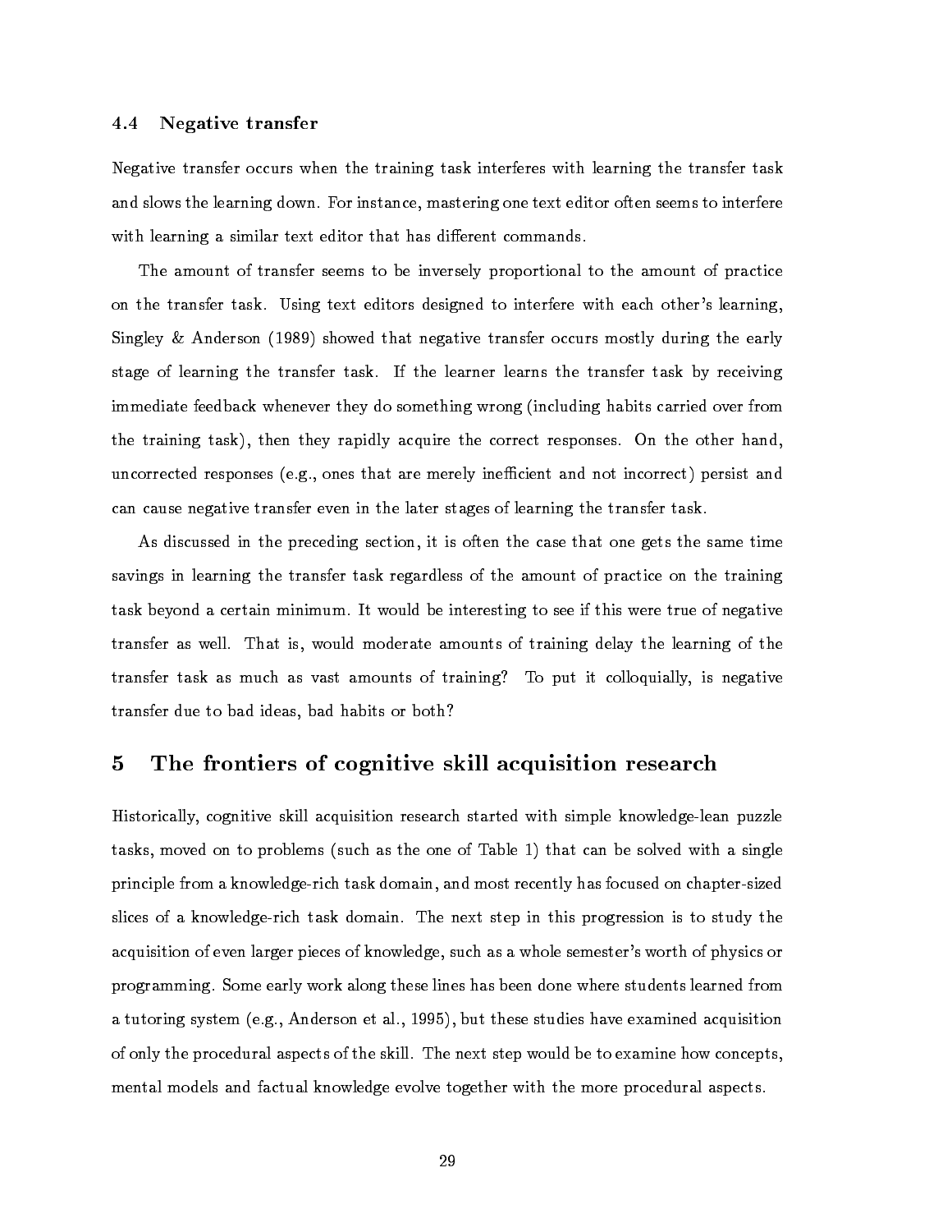### 4.4 Negative transfer

Negative transfer occurs when the training task interferes with learning the transfer task and slows the learning down. For instance, mastering one text editor often seems to interfere with learning a similar text editor that has different commands.

The amount of transfer seems to be inversely proportional to the amount of practice on the transfer task. Using text editors designed to interfere with each other's learning, Singley & Anderson (1989) showed that negative transfer occurs mostly during the early stage of learning the transfer task. If the learner learns the transfer task by receiving immediate feedback whenever they do something wrong (including habits carried over from the training task), then they rapidly acquire the correct responses. On the other hand, uncorrected responses (e.g., ones that are merely inefficient and not incorrect) persist and can cause negative transfer even in the later stages of learning the transfer task.

As discussed in the preceding section, it is often the case that one gets the same time savings in learning the transfer task regardless of the amount of practice on the training task beyond a certain minimum. It would be interesting to see if this were true of negative transfer as well. That is, would moderate amounts of training delay the learning of the transfer task as much as vast amounts of training? To put it colloquially, is negative transfer due to bad ideas, bad habits or both?

## 5 The frontiers of cognitive skill acquisition research

Historically, cognitive skill acquisition research started with simple knowledge-lean puzzle tasks, moved on to problems (such as the one of Table 1) that can be solved with a single principle from a knowledge-rich task domain, and most recently has focused on chapter-sized slices of a knowledge-rich task domain. The next step in this progression is to study the acquisition of even larger pieces of knowledge, such as a whole semester's worth of physics or programming. Some early work along these lines has been done where students learned from a tutoring system (e.g., Anderson et al., 1995), but these studies have examined acquisition of only the procedural aspects of the skill. The next step would be to examine how concepts, mental models and factual knowledge evolve together with the more procedural aspects.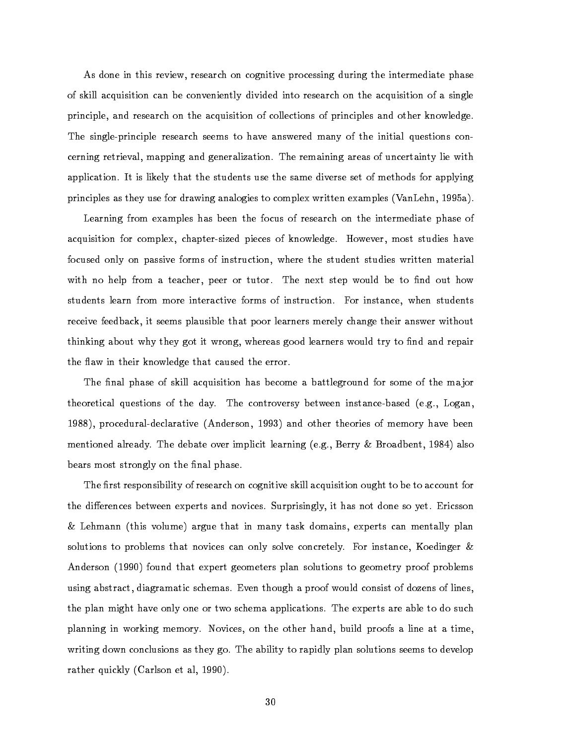As done in this review, research on cognitive processing during the intermediate phase of skill acquisition can be conveniently divided into research on the acquisition of a single principle, and research on the acquisition of collections of principles and other knowledge. The single-principle research seems to have answered many of the initial questions concerning retrieval, mapping and generalization. The remaining areas of uncertainty lie with application. It is likely that the students use the same diverse set of methods for applying principles as they use for drawing analogies to complex written examples (VanLehn, 1995a).

Learning from examples has been the focus of research on the intermediate phase of acquisition for complex, chapter-sized pieces of knowledge. However, most studies have focused only on passive forms of instruction, where the student studies written material with no help from a teacher, peer or tutor. The next step would be to find out how students learn from more interactive forms of instruction. For instance, when students receive feedback, it seems plausible that poor learners merely change their answer without thinking about why they got it wrong, whereas good learners would try to find and repair the flaw in their knowledge that caused the error.

The final phase of skill acquisition has become a battleground for some of the major theoretical questions of the day. The controversy between instance-based (e.g., Logan, 1988), procedural-declarative (Anderson, 1993) and other theories of memory have been mentioned already. The debate over implicit learning (e.g., Berry & Broadbent, 1984) also bears most strongly on the final phase.

The first responsibility of research on cognitive skill acquisition ought to be to account for the differences between experts and novices. Surprisingly, it has not done so yet. Ericsson & Lehmann (this volume) argue that in many task domains, experts can mentally plan solutions to problems that novices can only solve concretely. For instance, Koedinger & Anderson (1990) found that expert geometers plan solutions to geometry proof problems using abstract, diagramatic schemas. Even though a proof would consist of dozens of lines, the plan might have only one or two schema applications. The experts are able to do such planning in working memory. Novices, on the other hand, build proofs a line at a time, writing down conclusions as they go. The ability to rapidly plan solutions seems to develop rather quickly (Carlson et al, 1990).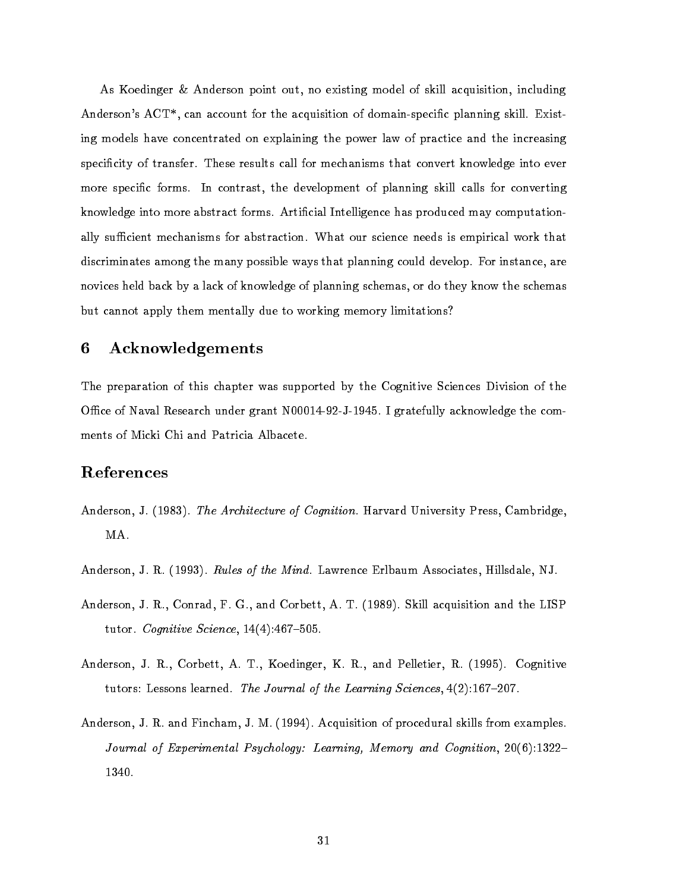As Koedinger & Anderson point out, no existing model of skill acquisition, including Anderson's ACT*, can account for the acquisition of domain-specific planning skill. Existing models have concentrated on explaining the power law of practice and the increasing specificity of transfer. These results call for mechanisms that convert knowledge into ever more specific forms. In contrast, the development of planning skill calls for converting knowledge into more abstract forms. Artificial Intelligence has produced may computationally sufficient mechanisms for abstraction. What our science needs is empirical work that discriminates among the many possible ways that planning could develop. For instance, are novices held back by a lack of knowledge of planning schemas, or do they know the schemas but cannot apply them mentally due to working memory limitations?

## 6 Acknowledgements

The preparation of this chapter was supported by the Cognitive Sciences Division of the Office of Naval Research under grant N00014-92-J-1945. I gratefully acknowledge the comments of Micki Chi and Patricia Albacete.

## References

Anderson, J. (1983). *The Architecture of Cognition.* Harvard University Press, Cambridge, MA.

Anderson, J. R. (1993). *Rules of the Mind.* Lawrence Erlbaum Associates, Hillsdale, NJ.

Anderson, J. R., Conrad, F. G., and Corbett, A. T. (1989). Skill acquisition and the LISP tutor. *Cognitive Science*, 14(4):467–505.

Anderson, J. R., Corbett, A. T., Koedinger, K. R., and Pelletier, R. (1995). Cognitive tutors: Lessons learned. *The Journal of the Learning Sciences*, 4(2):167–207.

Anderson, J. R. and Fincham, J. M. (1994). Acquisition of procedural skills from examples. *Journal of Experimental Psychology: Learning, Memory and Cognition*, 20(6):1322–1340.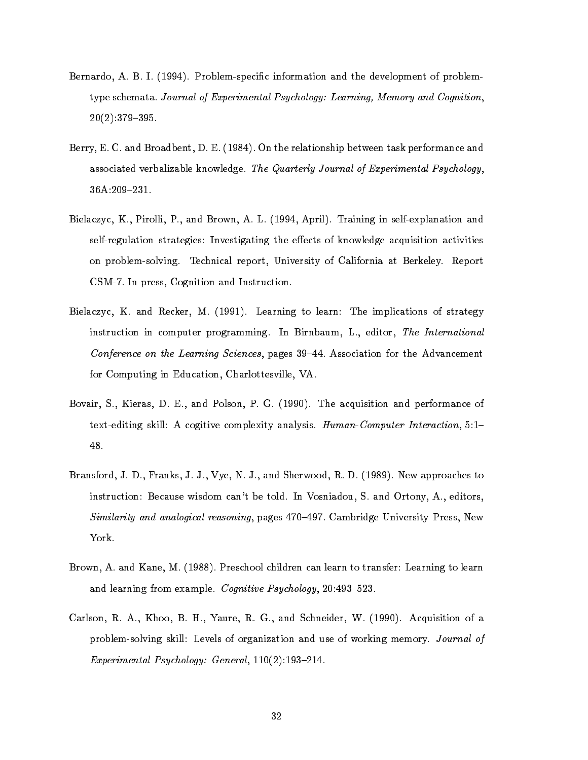Bernardo, A. B. I. (1994). Problem-specific information and the development of problem-type schemata. *Journal of Experimental Psychology: Learning, Memory and Cognition*, 20(2):379–395.

Berry, E. C. and Broadbent, D. E. (1984). On the relationship between task performance and associated verbalizable knowledge. *The Quarterly Journal of Experimental Psychology*, 36A:209–231.

Bielaczyc, K., Pirolli, P., and Brown, A. L. (1994, April). Training in self-explanation and self-regulation strategies: Investigating the effects of knowledge acquisition activities on problem-solving. Technical report, University of California at Berkeley. Report CSM-7. In press, Cognition and Instruction.

Bielaczyc, K. and Recker, M. (1991). Learning to learn: The implications of strategy instruction in computer programming. In Birnbaum, L., editor, *The International Conference on the Learning Sciences*, pages 39–44. Association for the Advancement for Computing in Education, Charlottesville, VA.

Bovair, S., Kieras, D. E., and Polson, P. G. (1990). The acquisition and performance of text-editing skill: A cogitive complexity analysis. *Human-Computer Interaction*, 5:1–48.

Bransford, J. D., Franks, J. J., Vye, N. J., and Sherwood, R. D. (1989). New approaches to instruction: Because wisdom can't be told. In Vosniadou, S. and Ortony, A., editors, *Similarity and analogical reasoning*, pages 470–497. Cambridge University Press, New York.

Brown, A. and Kane, M. (1988). Preschool children can learn to transfer: Learning to learn and learning from example. *Cognitive Psychology*, 20:493–523.

Carlson, R. A., Khoo, B. H., Yaure, R. G., and Schneider, W. (1990). Acquisition of a problem-solving skill: Levels of organization and use of working memory. *Journal of Experimental Psychology: General*, 110(2):193–214.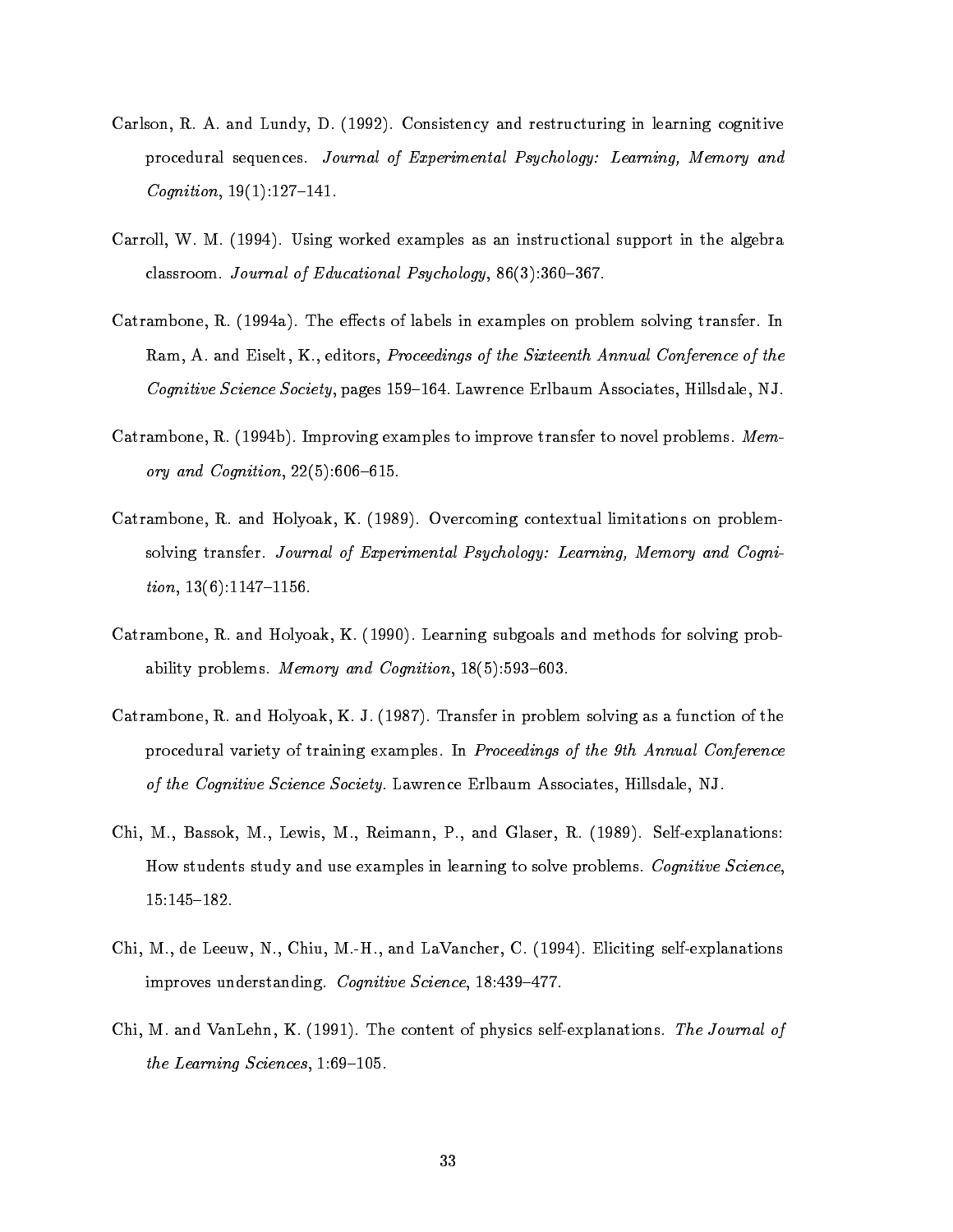Carlson, R. A. and Lundy, D. (1992). Consistency and restructuring in learning cognitive procedural sequences. *Journal of Experimental Psychology: Learning, Memory and Cognition*, 19(1):127–141.

Carroll, W. M. (1994). Using worked examples as an instructional support in the algebra classroom. *Journal of Educational Psychology*, 86(3):360–367.

Catrambone, R. (1994a). The effects of labels in examples on problem solving transfer. In Ram, A. and Eiselt, K., editors, *Proceedings of the Sixteenth Annual Conference of the Cognitive Science Society*, pages 159–164. Lawrence Erlbaum Associates, Hillsdale, NJ.

Catrambone, R. (1994b). Improving examples to improve transfer to novel problems. *Memory and Cognition*, 22(5):606–615.

Catrambone, R. and Holyoak, K. (1989). Overcoming contextual limitations on problem-solving transfer. *Journal of Experimental Psychology: Learning, Memory and Cognition*, 13(6):1147–1156.

Catrambone, R. and Holyoak, K. (1990). Learning subgoals and methods for solving probability problems. *Memory and Cognition*, 18(5):593–603.

Catrambone, R. and Holyoak, K. J. (1987). Transfer in problem solving as a function of the procedural variety of training examples. In *Proceedings of the 9th Annual Conference of the Cognitive Science Society*. Lawrence Erlbaum Associates, Hillsdale, NJ.

Chi, M., Bassok, M., Lewis, M., Reimann, P., and Glaser, R. (1989). Self-explanations: How students study and use examples in learning to solve problems. *Cognitive Science*, 15:145–182.

Chi, M., de Leeuw, N., Chiu, M.-H., and LaVancher, C. (1994). Eliciting self-explanations improves understanding. *Cognitive Science*, 18:439–477.

Chi, M. and VanLehn, K. (1991). The content of physics self-explanations. *The Journal of the Learning Sciences*, 1:69–105.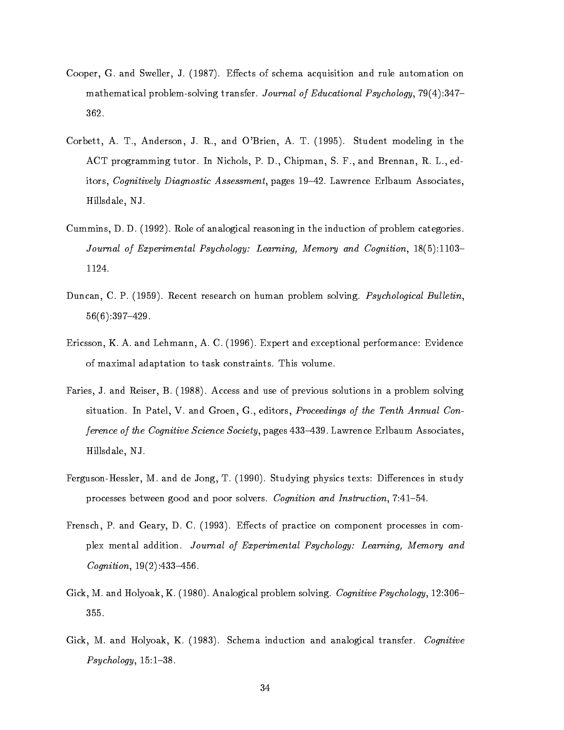Cooper, G. and Sweller, J. (1987). Effects of schema acquisition and rule automation on mathematical problem-solving transfer. *Journal of Educational Psychology*, 79(4):347–362.

Corbett, A. T., Anderson, J. R., and O'Brien, A. T. (1995). Student modeling in the ACT programming tutor. In Nichols, P. D., Chipman, S. F., and Brennan, R. L., editors, *Cognitively Diagnostic Assessment*, pages 19–42. Lawrence Erlbaum Associates, Hillsdale, NJ.

Cummins, D. D. (1992). Role of analogical reasoning in the induction of problem categories. *Journal of Experimental Psychology: Learning, Memory and Cognition*, 18(5):1103–1124.

Duncan, C. P. (1959). Recent research on human problem solving. *Psychological Bulletin*, 56(6):397–429.

Ericsson, K. A. and Lehmann, A. C. (1996). Expert and exceptional performance: Evidence of maximal adaptation to task constraints. This volume.

Faries, J. and Reiser, B. (1988). Access and use of previous solutions in a problem solving situation. In Patel, V. and Groen, G., editors, *Proceedings of the Tenth Annual Conference of the Cognitive Science Society*, pages 433–439. Lawrence Erlbaum Associates, Hillsdale, NJ.

Ferguson-Hessler, M. and de Jong, T. (1990). Studying physics texts: Differences in study processes between good and poor solvers. *Cognition and Instruction*, 7:41–54.

Frensch, P. and Geary, D. C. (1993). Effects of practice on component processes in complex mental addition. *Journal of Experimental Psychology: Learning, Memory and Cognition*, 19(2):433–456.

Gick, M. and Holyoak, K. (1980). Analogical problem solving. *Cognitive Psychology*, 12:306–355.

Gick, M. and Holyoak, K. (1983). Schema induction and analogical transfer. *Cognitive Psychology*, 15:1–38.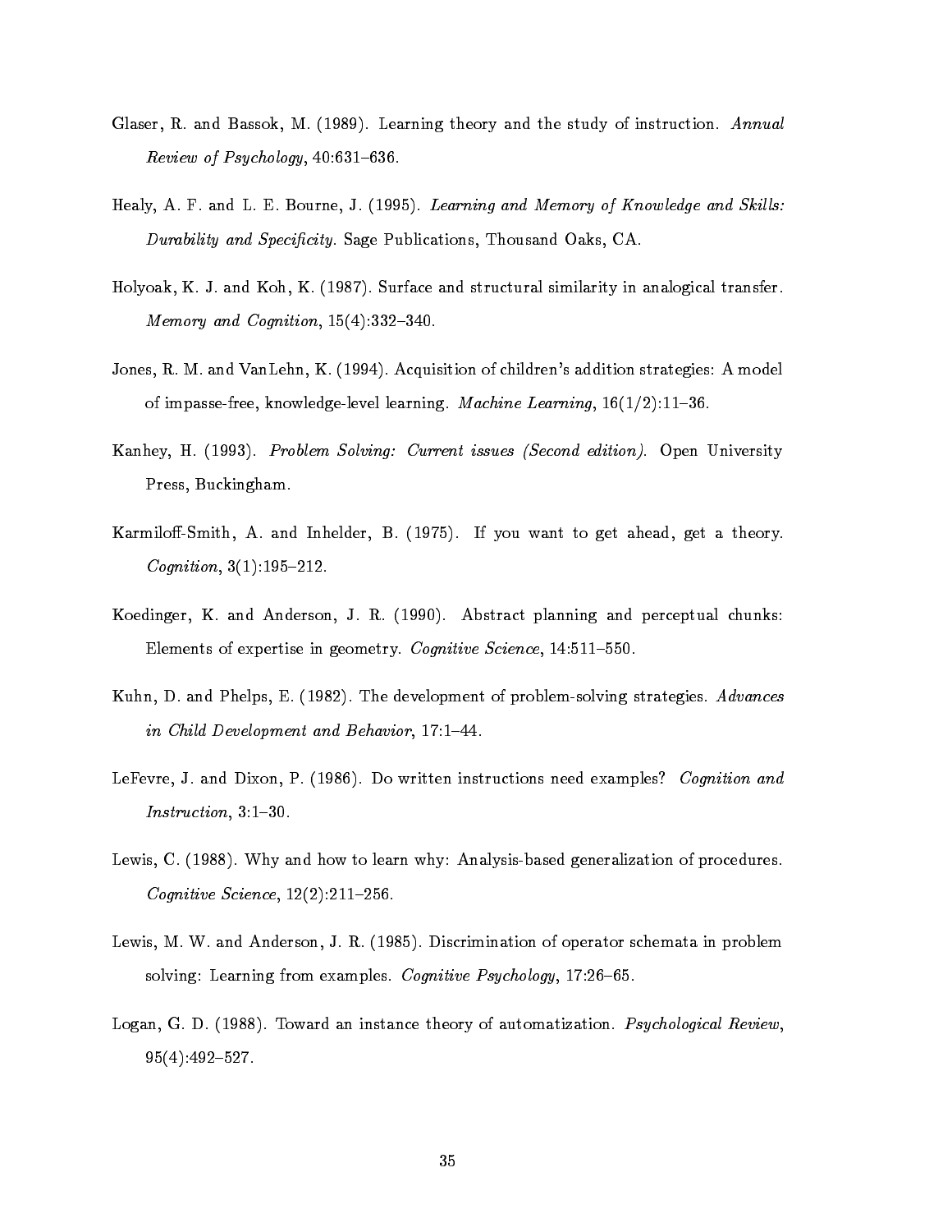Glaser, R. and Bassok, M. (1989). Learning theory and the study of instruction. *Annual Review of Psychology*, 40:631–636.

Healy, A. F. and L. E. Bourne, J. (1995). *Learning and Memory of Knowledge and Skills: Durability and Specificity*. Sage Publications, Thousand Oaks, CA.

Holyoak, K. J. and Koh, K. (1987). Surface and structural similarity in analogical transfer. *Memory and Cognition*, 15(4):332–340.

Jones, R. M. and VanLehn, K. (1994). Acquisition of children's addition strategies: A model of impasse-free, knowledge-level learning. *Machine Learning*, 16(1/2):11–36.

Kanhey, H. (1993). *Problem Solving: Current issues (Second edition)*. Open University Press, Buckingham.

Karmiloff-Smith, A. and Inhelder, B. (1975). If you want to get ahead, get a theory. *Cognition*, 3(1):195–212.

Koedinger, K. and Anderson, J. R. (1990). Abstract planning and perceptual chunks: Elements of expertise in geometry. *Cognitive Science*, 14:511–550.

Kuhn, D. and Phelps, E. (1982). The development of problem-solving strategies. *Advances in Child Development and Behavior*, 17:1–44.

LeFevre, J. and Dixon, P. (1986). Do written instructions need examples? *Cognition and Instruction*, 3:1–30.

Lewis, C. (1988). Why and how to learn why: Analysis-based generalization of procedures. *Cognitive Science*, 12(2):211–256.

Lewis, M. W. and Anderson, J. R. (1985). Discrimination of operator schemata in problem solving: Learning from examples. *Cognitive Psychology*, 17:26–65.

Logan, G. D. (1988). Toward an instance theory of automatization. *Psychological Review*, 95(4):492–527.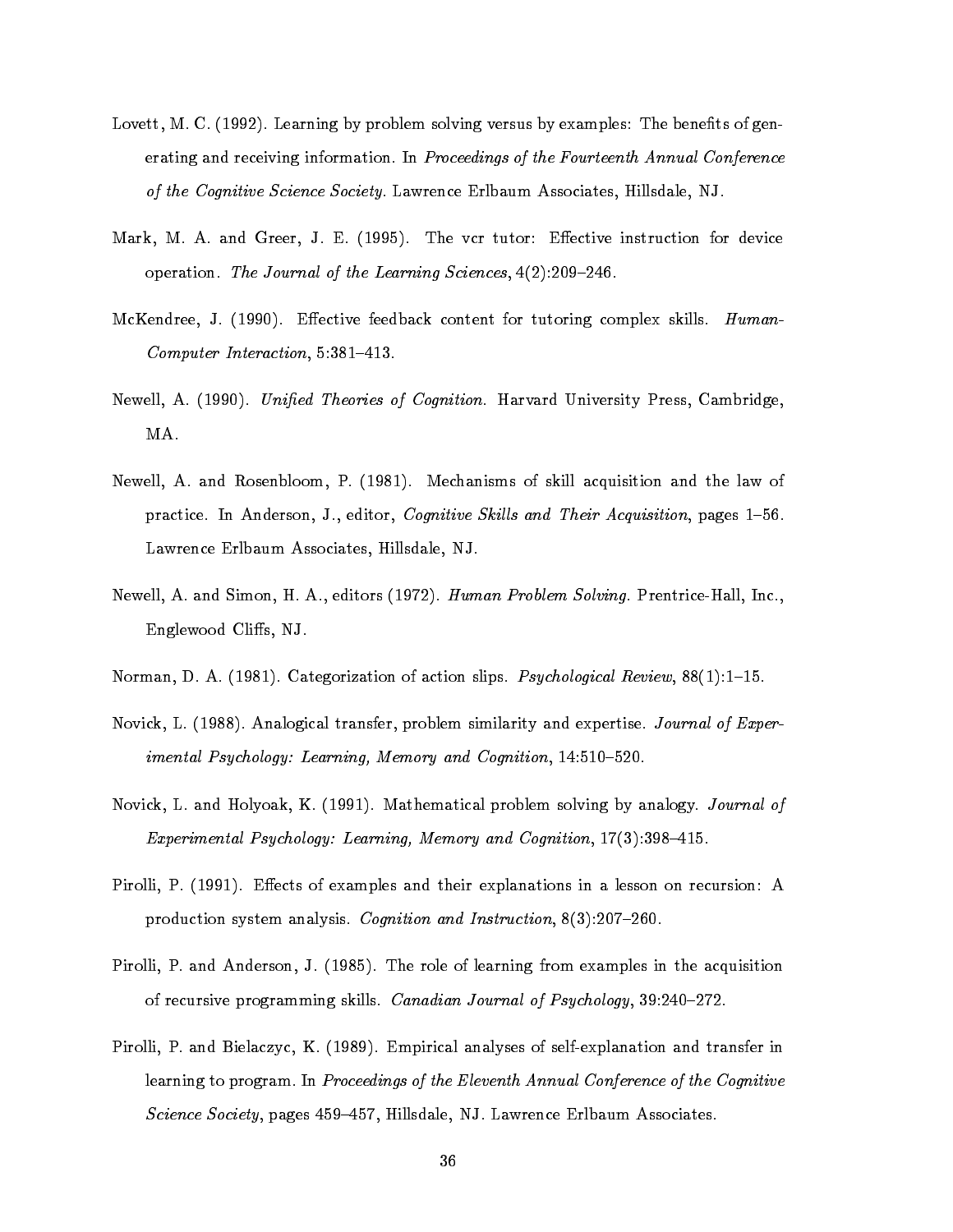Lovett, M. C. (1992). Learning by problem solving versus by examples: The benefits of generating and receiving information. In *Proceedings of the Fourteenth Annual Conference of the Cognitive Science Society*. Lawrence Erlbaum Associates, Hillsdale, NJ.

Mark, M. A. and Greer, J. E. (1995). The vcr tutor: Effective instruction for device operation. *The Journal of the Learning Sciences*, 4(2):209–246.

McKendree, J. (1990). Effective feedback content for tutoring complex skills. *Human-Computer Interaction*, 5:381–413.

Newell, A. (1990). *Unified Theories of Cognition*. Harvard University Press, Cambridge, MA.

Newell, A. and Rosenbloom, P. (1981). Mechanisms of skill acquisition and the law of practice. In Anderson, J., editor, *Cognitive Skills and Their Acquisition*, pages 1–56. Lawrence Erlbaum Associates, Hillsdale, NJ.

Newell, A. and Simon, H. A., editors (1972). *Human Problem Solving*. Prentrice-Hall, Inc., Englewood Cliffs, NJ.

Norman, D. A. (1981). Categorization of action slips. *Psychological Review*, 88(1):1–15.

Novick, L. (1988). Analogical transfer, problem similarity and expertise. *Journal of Experimental Psychology: Learning, Memory and Cognition*, 14:510–520.

Novick, L. and Holyoak, K. (1991). Mathematical problem solving by analogy. *Journal of Experimental Psychology: Learning, Memory and Cognition*, 17(3):398–415.

Pirolli, P. (1991). Effects of examples and their explanations in a lesson on recursion: A production system analysis. *Cognition and Instruction*, 8(3):207–260.

Pirolli, P. and Anderson, J. (1985). The role of learning from examples in the acquisition of recursive programming skills. *Canadian Journal of Psychology*, 39:240–272.

Pirolli, P. and Bielaczyc, K. (1989). Empirical analyses of self-explanation and transfer in learning to program. In *Proceedings of the Eleventh Annual Conference of the Cognitive Science Society*, pages 459–457, Hillsdale, NJ. Lawrence Erlbaum Associates.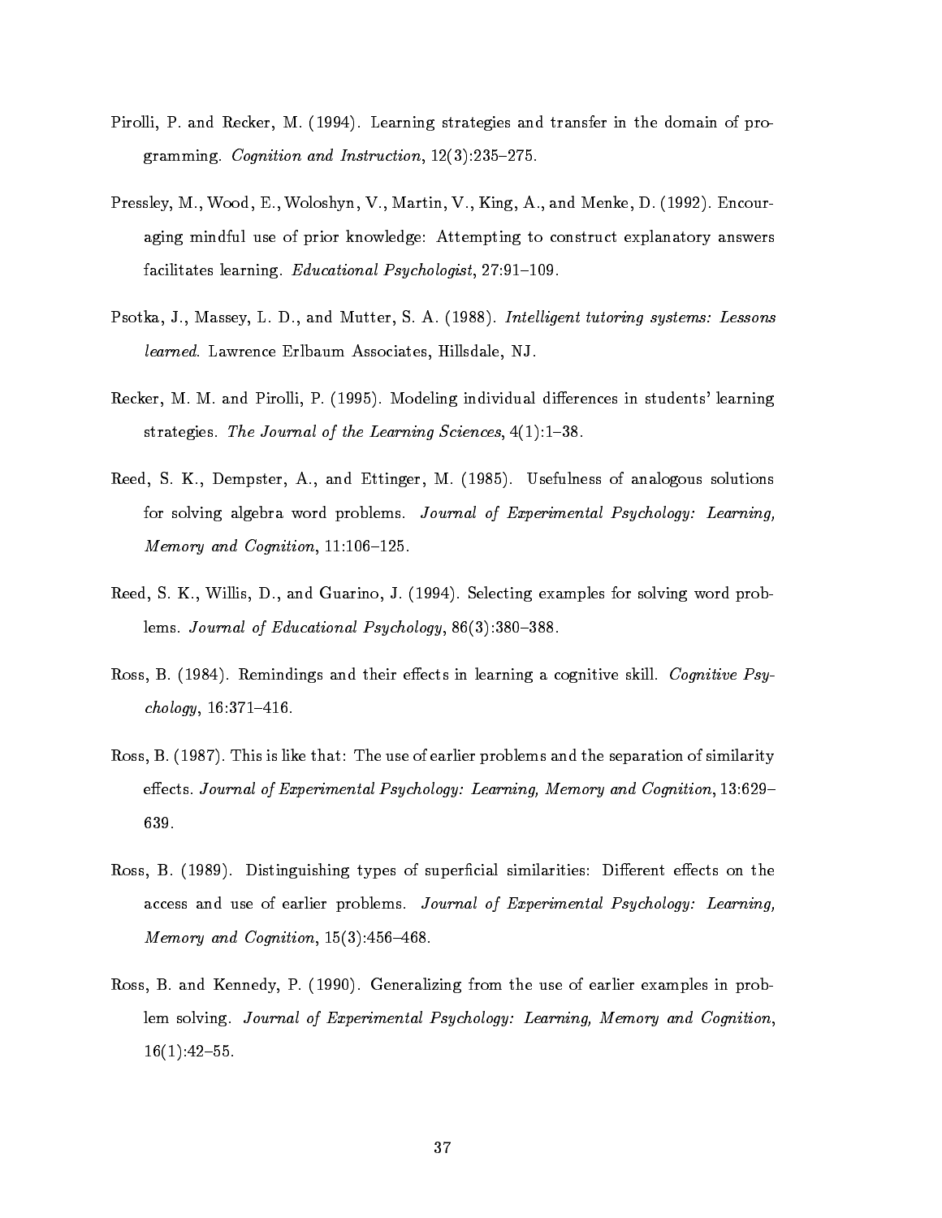Pirolli, P. and Recker, M. (1994). Learning strategies and transfer in the domain of programming. *Cognition and Instruction*, 12(3):235–275.

Pressley, M., Wood, E., Woloshyn, V., Martin, V., King, A., and Menke, D. (1992). Encouraging mindful use of prior knowledge: Attempting to construct explanatory answers facilitates learning. *Educational Psychologist*, 27:91–109.

Psotka, J., Massey, L. D., and Mutter, S. A. (1988). *Intelligent tutoring systems: Lessons learned*. Lawrence Erlbaum Associates, Hillsdale, NJ.

Recker, M. M. and Pirolli, P. (1995). Modeling individual differences in students' learning strategies. *The Journal of the Learning Sciences*, 4(1):1–38.

Reed, S. K., Dempster, A., and Ettinger, M. (1985). Usefulness of analogous solutions for solving algebra word problems. *Journal of Experimental Psychology: Learning, Memory and Cognition*, 11:106–125.

Reed, S. K., Willis, D., and Guarino, J. (1994). Selecting examples for solving word problems. *Journal of Educational Psychology*, 86(3):380–388.

Ross, B. (1984). Remindings and their effects in learning a cognitive skill. *Cognitive Psychology*, 16:371–416.

Ross, B. (1987). This is like that: The use of earlier problems and the separation of similarity effects. *Journal of Experimental Psychology: Learning, Memory and Cognition*, 13:629–639.

Ross, B. (1989). Distinguishing types of superficial similarities: Different effects on the access and use of earlier problems. *Journal of Experimental Psychology: Learning, Memory and Cognition*, 15(3):456–468.

Ross, B. and Kennedy, P. (1990). Generalizing from the use of earlier examples in problem solving. *Journal of Experimental Psychology: Learning, Memory and Cognition*, 16(1):42–55.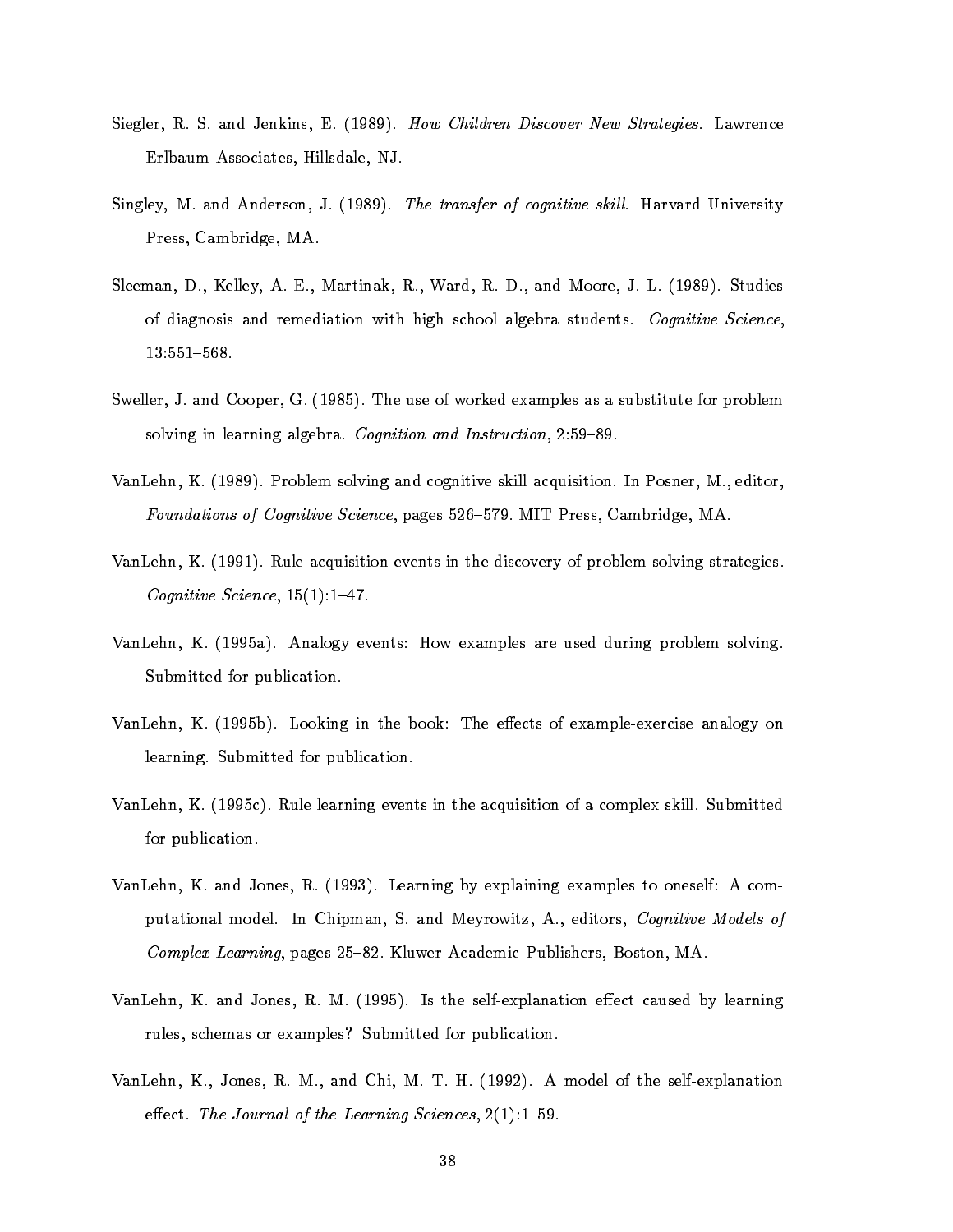Siegler, R. S. and Jenkins, E. (1989). *How Children Discover New Strategies.* Lawrence Erlbaum Associates, Hillsdale, NJ.

Singley, M. and Anderson, J. (1989). *The transfer of cognitive skill.* Harvard University Press, Cambridge, MA.

Sleeman, D., Kelley, A. E., Martinak, R., Ward, R. D., and Moore, J. L. (1989). Studies of diagnosis and remediation with high school algebra students. *Cognitive Science*, 13:551–568.

Sweller, J. and Cooper, G. (1985). The use of worked examples as a substitute for problem solving in learning algebra. *Cognition and Instruction*, 2:59–89.

VanLehn, K. (1989). Problem solving and cognitive skill acquisition. In Posner, M., editor, *Foundations of Cognitive Science*, pages 526–579. MIT Press, Cambridge, MA.

VanLehn, K. (1991). Rule acquisition events in the discovery of problem solving strategies. *Cognitive Science*, 15(1):1–47.

VanLehn, K. (1995a). Analogy events: How examples are used during problem solving. Submitted for publication.

VanLehn, K. (1995b). Looking in the book: The effects of example-exercise analogy on learning. Submitted for publication.

VanLehn, K. (1995c). Rule learning events in the acquisition of a complex skill. Submitted for publication.

VanLehn, K. and Jones, R. (1993). Learning by explaining examples to oneself: A computational model. In Chipman, S. and Meyrowitz, A., editors, *Cognitive Models of Complex Learning*, pages 25–82. Kluwer Academic Publishers, Boston, MA.

VanLehn, K. and Jones, R. M. (1995). Is the self-explanation effect caused by learning rules, schemas or examples? Submitted for publication.

VanLehn, K., Jones, R. M., and Chi, M. T. H. (1992). A model of the self-explanation effect. *The Journal of the Learning Sciences*, 2(1):1–59.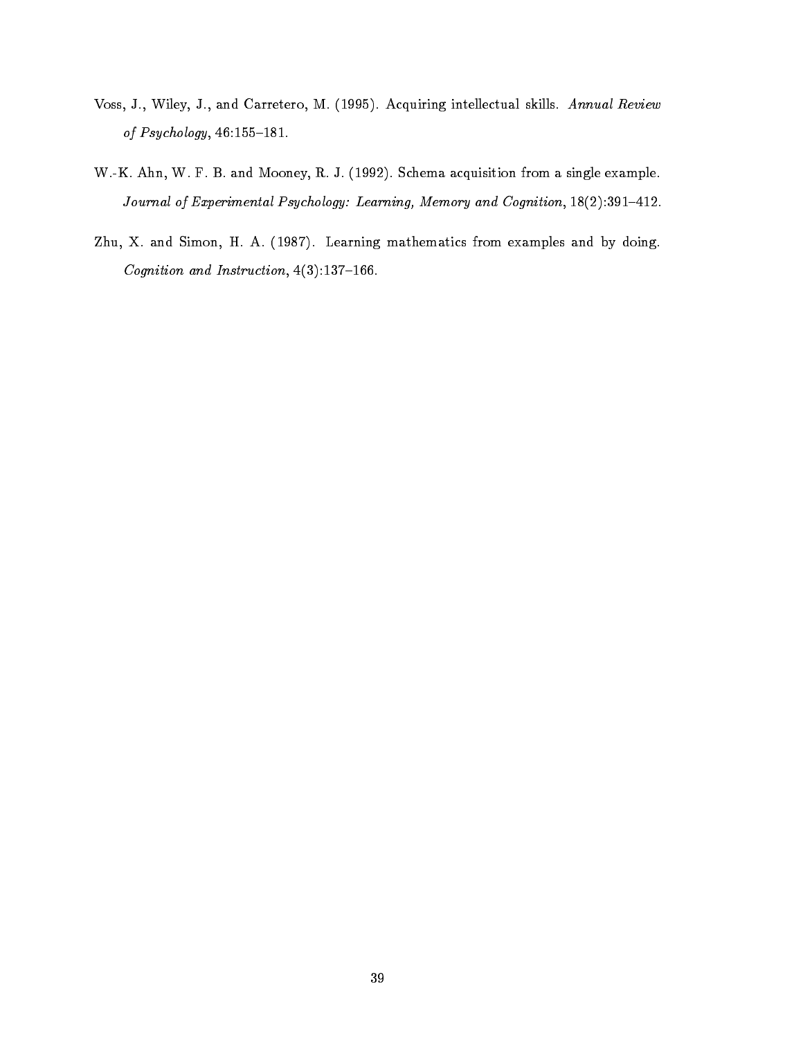Voss, J., Wiley, J., and Carretero, M. (1995). Acquiring intellectual skills. *Annual Review of Psychology*, 46:155–181.

W.-K. Ahn, W. F. B. and Mooney, R. J. (1992). Schema acquisition from a single example. *Journal of Experimental Psychology: Learning, Memory and Cognition*, 18(2):391–412.

Zhu, X. and Simon, H. A. (1987). Learning mathematics from examples and by doing. *Cognition and Instruction*, 4(3):137–166.